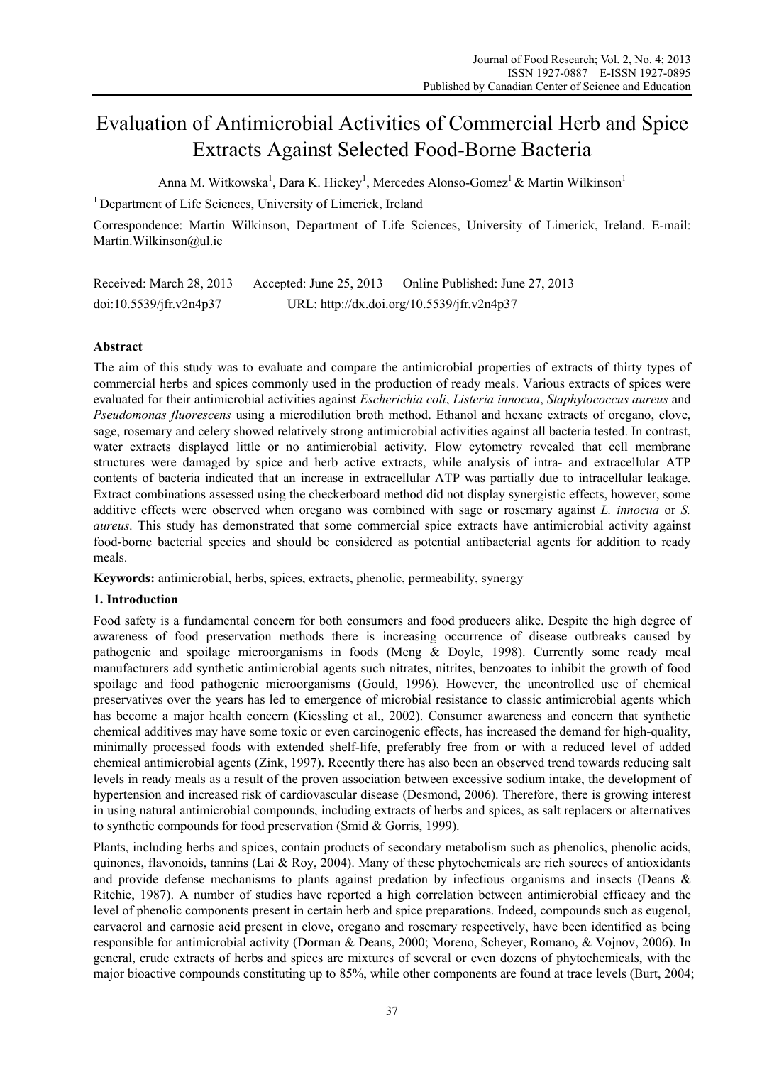# Evaluation of Antimicrobial Activities of Commercial Herb and Spice Extracts Against Selected Food-Borne Bacteria

Anna M. Witkowska[1], Dara K. Hickey[1], Mercedes Alonso-Gomez[1] & Martin Wilkinson[1]

[1] Department of Life Sciences, University of Limerick, Ireland

Correspondence: Martin Wilkinson, Department of Life Sciences, University of Limerick, Ireland. E-mail: Martin.Wilkinson@ul.ie

Received: March 28, 2013 Accepted: June 25, 2013 Online Published: June 27, 2013

doi:10.5539/jfr.v2n4p37 URL: http://dx.doi.org/10.5539/jfr.v2n4p37

## Abstract

The aim of this study was to evaluate and compare the antimicrobial properties of extracts of thirty types of commercial herbs and spices commonly used in the production of ready meals. Various extracts of spices were evaluated for their antimicrobial activities against *Escherichia coli*, *Listeria innocua*, *Staphylococcus aureus* and *Pseudomonas fluorescens* using a microdilution broth method. Ethanol and hexane extracts of oregano, clove, sage, rosemary and celery showed relatively strong antimicrobial activities against all bacteria tested. In contrast, water extracts displayed little or no antimicrobial activity. Flow cytometry revealed that cell membrane structures were damaged by spice and herb active extracts, while analysis of intra- and extracellular ATP contents of bacteria indicated that an increase in extracellular ATP was partially due to intracellular leakage. Extract combinations assessed using the checkerboard method did not display synergistic effects, however, some additive effects were observed when oregano was combined with sage or rosemary against *L. innocua* or *S. aureus*. This study has demonstrated that some commercial spice extracts have antimicrobial activity against food-borne bacterial species and should be considered as potential antibacterial agents for addition to ready meals.

**Keywords:** antimicrobial, herbs, spices, extracts, phenolic, permeability, synergy

## 1. Introduction

Food safety is a fundamental concern for both consumers and food producers alike. Despite the high degree of awareness of food preservation methods there is increasing occurrence of disease outbreaks caused by pathogenic and spoilage microorganisms in foods (Meng & Doyle, 1998). Currently some ready meal manufacturers add synthetic antimicrobial agents such nitrates, nitrites, benzoates to inhibit the growth of food spoilage and food pathogenic microorganisms (Gould, 1996). However, the uncontrolled use of chemical preservatives over the years has led to emergence of microbial resistance to classic antimicrobial agents which has become a major health concern (Kiessling et al., 2002). Consumer awareness and concern that synthetic chemical additives may have some toxic or even carcinogenic effects, has increased the demand for high-quality, minimally processed foods with extended shelf-life, preferably free from or with a reduced level of added chemical antimicrobial agents (Zink, 1997). Recently there has also been an observed trend towards reducing salt levels in ready meals as a result of the proven association between excessive sodium intake, the development of hypertension and increased risk of cardiovascular disease (Desmond, 2006). Therefore, there is growing interest in using natural antimicrobial compounds, including extracts of herbs and spices, as salt replacers or alternatives to synthetic compounds for food preservation (Smid & Gorris, 1999).

Plants, including herbs and spices, contain products of secondary metabolism such as phenolics, phenolic acids, quinones, flavonoids, tannins (Lai & Roy, 2004). Many of these phytochemicals are rich sources of antioxidants and provide defense mechanisms to plants against predation by infectious organisms and insects (Deans & Ritchie, 1987). A number of studies have reported a high correlation between antimicrobial efficacy and the level of phenolic components present in certain herb and spice preparations. Indeed, compounds such as eugenol, carvacrol and carnosic acid present in clove, oregano and rosemary respectively, have been identified as being responsible for antimicrobial activity (Dorman & Deans, 2000; Moreno, Scheyer, Romano, & Vojnov, 2006). In general, crude extracts of herbs and spices are mixtures of several or even dozens of phytochemicals, with the major bioactive compounds constituting up to 85%, while other components are found at trace levels (Burt, 2004;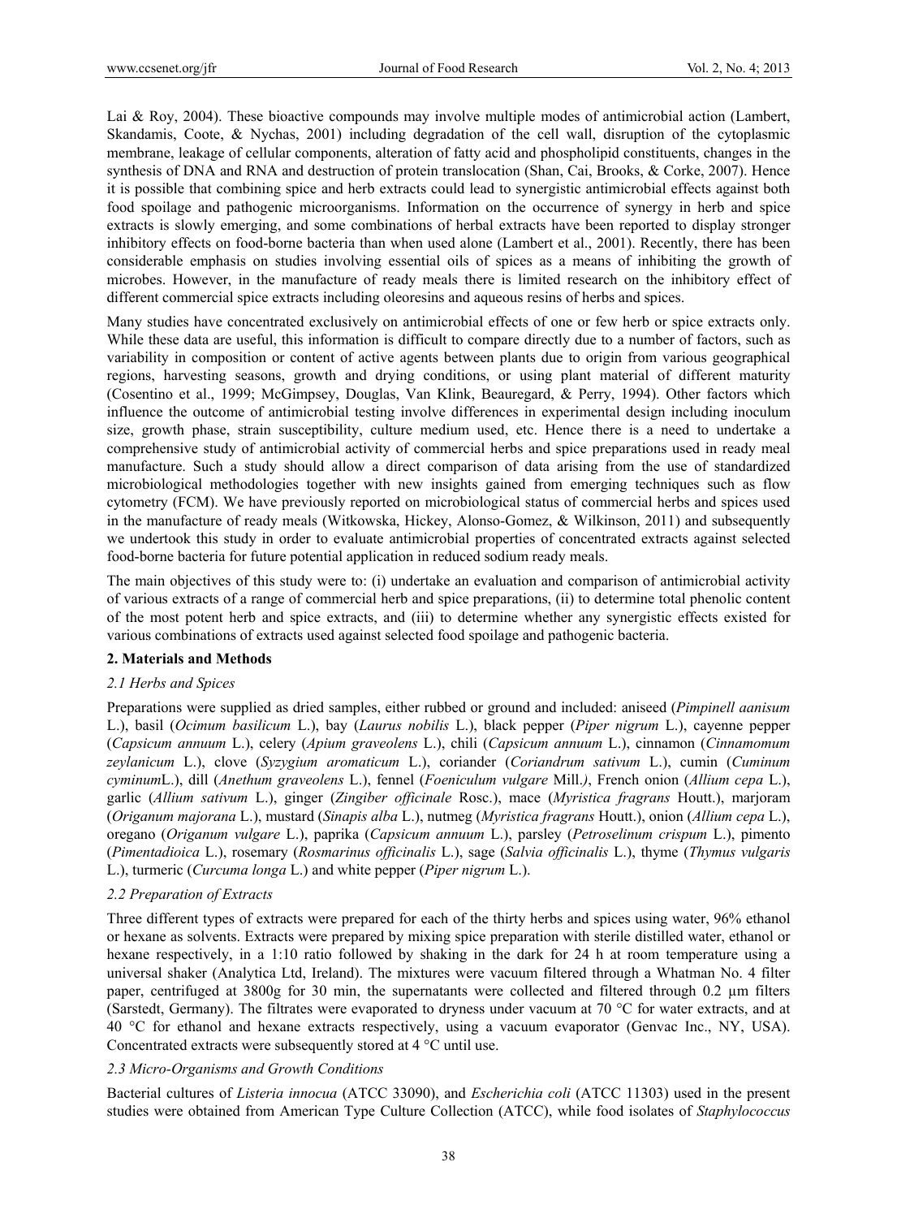Lai & Roy, 2004). These bioactive compounds may involve multiple modes of antimicrobial action (Lambert, Skandamis, Coote, & Nychas, 2001) including degradation of the cell wall, disruption of the cytoplasmic membrane, leakage of cellular components, alteration of fatty acid and phospholipid constituents, changes in the synthesis of DNA and RNA and destruction of protein translocation (Shan, Cai, Brooks, & Corke, 2007). Hence it is possible that combining spice and herb extracts could lead to synergistic antimicrobial effects against both food spoilage and pathogenic microorganisms. Information on the occurrence of synergy in herb and spice extracts is slowly emerging, and some combinations of herbal extracts have been reported to display stronger inhibitory effects on food-borne bacteria than when used alone (Lambert et al., 2001). Recently, there has been considerable emphasis on studies involving essential oils of spices as a means of inhibiting the growth of microbes. However, in the manufacture of ready meals there is limited research on the inhibitory effect of different commercial spice extracts including oleoresins and aqueous resins of herbs and spices.

Many studies have concentrated exclusively on antimicrobial effects of one or few herb or spice extracts only. While these data are useful, this information is difficult to compare directly due to a number of factors, such as variability in composition or content of active agents between plants due to origin from various geographical regions, harvesting seasons, growth and drying conditions, or using plant material of different maturity (Cosentino et al., 1999; McGimpsey, Douglas, Van Klink, Beauregard, & Perry, 1994). Other factors which influence the outcome of antimicrobial testing involve differences in experimental design including inoculum size, growth phase, strain susceptibility, culture medium used, etc. Hence there is a need to undertake a comprehensive study of antimicrobial activity of commercial herbs and spice preparations used in ready meal manufacture. Such a study should allow a direct comparison of data arising from the use of standardized microbiological methodologies together with new insights gained from emerging techniques such as flow cytometry (FCM). We have previously reported on microbiological status of commercial herbs and spices used in the manufacture of ready meals (Witkowska, Hickey, Alonso-Gomez, & Wilkinson, 2011) and subsequently we undertook this study in order to evaluate antimicrobial properties of concentrated extracts against selected food-borne bacteria for future potential application in reduced sodium ready meals.

The main objectives of this study were to: (i) undertake an evaluation and comparison of antimicrobial activity of various extracts of a range of commercial herb and spice preparations, (ii) to determine total phenolic content of the most potent herb and spice extracts, and (iii) to determine whether any synergistic effects existed for various combinations of extracts used against selected food spoilage and pathogenic bacteria.

## 2. Materials and Methods

### *2.1 Herbs and Spices*

Preparations were supplied as dried samples, either rubbed or ground and included: aniseed (*Pimpinell aanisum* L.), basil (*Ocimum basilicum* L.), bay (*Laurus nobilis* L.), black pepper (*Piper nigrum* L.), cayenne pepper (*Capsicum annuum* L.), celery (*Apium graveolens* L.), chili (*Capsicum annuum* L.), cinnamon (*Cinnamomum zeylanicum* L.), clove (*Syzygium aromaticum* L.), coriander (*Coriandrum sativum* L.), cumin (*Cuminum cyminum*L.), dill (*Anethum graveolens* L.), fennel (*Foeniculum vulgare* Mill.*)*, French onion (*Allium cepa* L.), garlic (*Allium sativum* L.), ginger (*Zingiber officinale* Rosc.), mace (*Myristica fragrans* Houtt.), marjoram (*Origanum majorana* L.), mustard (*Sinapis alba* L.), nutmeg (*Myristica fragrans* Houtt.), onion (*Allium cepa* L.), oregano (*Origanum vulgare* L.), paprika (*Capsicum annuum* L.), parsley (*Petroselinum crispum* L.), pimento (*Pimentadioica* L.), rosemary (*Rosmarinus officinalis* L.), sage (*Salvia officinalis* L.), thyme (*Thymus vulgaris* L.), turmeric (*Curcuma longa* L.) and white pepper (*Piper nigrum* L.).

### *2.2 Preparation of Extracts*

Three different types of extracts were prepared for each of the thirty herbs and spices using water, 96% ethanol or hexane as solvents. Extracts were prepared by mixing spice preparation with sterile distilled water, ethanol or hexane respectively, in a 1:10 ratio followed by shaking in the dark for 24 h at room temperature using a universal shaker (Analytica Ltd, Ireland). The mixtures were vacuum filtered through a Whatman No. 4 filter paper, centrifuged at 3800g for 30 min, the supernatants were collected and filtered through 0.2 μm filters (Sarstedt, Germany). The filtrates were evaporated to dryness under vacuum at 70 °C for water extracts, and at 40 °C for ethanol and hexane extracts respectively, using a vacuum evaporator (Genvac Inc., NY, USA). Concentrated extracts were subsequently stored at 4 °C until use.

### *2.3 Micro-Organisms and Growth Conditions*

Bacterial cultures of *Listeria innocua* (ATCC 33090), and *Escherichia coli* (ATCC 11303) used in the present studies were obtained from American Type Culture Collection (ATCC), while food isolates of *Staphylococcus*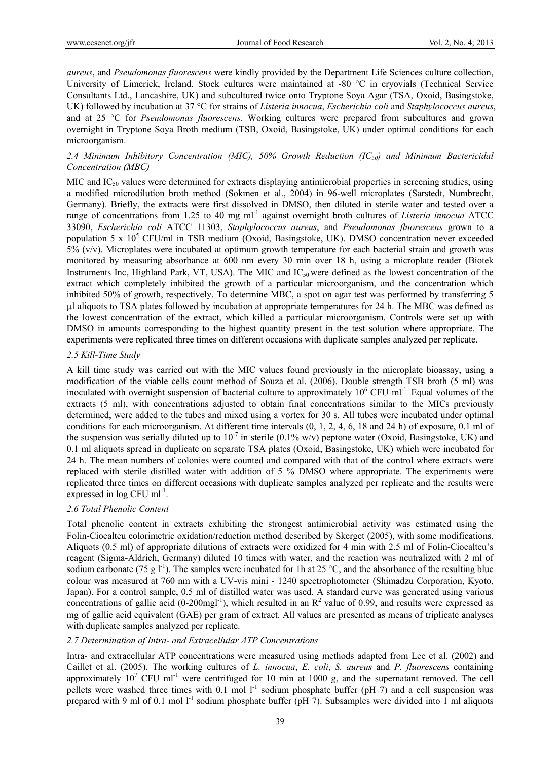*aureus*, and *Pseudomonas fluorescens* were kindly provided by the Department Life Sciences culture collection, University of Limerick, Ireland. Stock cultures were maintained at -80 °C in cryovials (Technical Service Consultants Ltd., Lancashire, UK) and subcultured twice onto Tryptone Soya Agar (TSA, Oxoid, Basingstoke, UK) followed by incubation at 37 °C for strains of *Listeria innocua*, *Escherichia coli* and *Staphylococcus aureus*, and at 25 °C for *Pseudomonas fluorescens*. Working cultures were prepared from subcultures and grown overnight in Tryptone Soya Broth medium (TSB, Oxoid, Basingstoke, UK) under optimal conditions for each microorganism.

### *2.4 Minimum Inhibitory Concentration (MIC), 50% Growth Reduction ($IC_{50}$) and Minimum Bactericidal Concentration (MBC)*

MIC and $IC_{50}$ values were determined for extracts displaying antimicrobial properties in screening studies, using a modified microdilution broth method (Sokmen et al., 2004) in 96-well microplates (Sarstedt, Numbrecht, Germany). Briefly, the extracts were first dissolved in DMSO, then diluted in sterile water and tested over a range of concentrations from 1.25 to 40 mg ml$^{-1}$ against overnight broth cultures of *Listeria innocua* ATCC 33090, *Escherichia coli* ATCC 11303, *Staphylococcus aureus*, and *Pseudomonas fluorescens* grown to a population 5 x $10^5$ CFU/ml in TSB medium (Oxoid, Basingstoke, UK). DMSO concentration never exceeded 5% (v/v). Microplates were incubated at optimum growth temperature for each bacterial strain and growth was monitored by measuring absorbance at 600 nm every 30 min over 18 h, using a microplate reader (Biotek Instruments Inc, Highland Park, VT, USA). The MIC and $IC_{50}$ were defined as the lowest concentration of the extract which completely inhibited the growth of a particular microorganism, and the concentration which inhibited 50% of growth, respectively. To determine MBC, a spot on agar test was performed by transferring 5 µl aliquots to TSA plates followed by incubation at appropriate temperatures for 24 h. The MBC was defined as the lowest concentration of the extract, which killed a particular microorganism. Controls were set up with DMSO in amounts corresponding to the highest quantity present in the test solution where appropriate. The experiments were replicated three times on different occasions with duplicate samples analyzed per replicate.

### *2.5 Kill-Time Study*

A kill time study was carried out with the MIC values found previously in the microplate bioassay, using a modification of the viable cells count method of Souza et al. (2006). Double strength TSB broth (5 ml) was inoculated with overnight suspension of bacterial culture to approximately $10^6$ CFU ml$^{-1}$. Equal volumes of the extracts (5 ml), with concentrations adjusted to obtain final concentrations similar to the MICs previously determined, were added to the tubes and mixed using a vortex for 30 s. All tubes were incubated under optimal conditions for each microorganism. At different time intervals (0, 1, 2, 4, 6, 18 and 24 h) of exposure, 0.1 ml of the suspension was serially diluted up to $10^{-7}$ in sterile (0.1% w/v) peptone water (Oxoid, Basingstoke, UK) and 0.1 ml aliquots spread in duplicate on separate TSA plates (Oxoid, Basingstoke, UK) which were incubated for 24 h. The mean numbers of colonies were counted and compared with that of the control where extracts were replaced with sterile distilled water with addition of 5 % DMSO where appropriate. The experiments were replicated three times on different occasions with duplicate samples analyzed per replicate and the results were expressed in log CFU ml$^{-1}$.

### *2.6 Total Phenolic Content*

Total phenolic content in extracts exhibiting the strongest antimicrobial activity was estimated using the Folin-Ciocalteu colorimetric oxidation/reduction method described by Skerget (2005), with some modifications. Aliquots (0.5 ml) of appropriate dilutions of extracts were oxidized for 4 min with 2.5 ml of Folin-Ciocalteu's reagent (Sigma-Aldrich, Germany) diluted 10 times with water, and the reaction was neutralized with 2 ml of sodium carbonate (75 g l$^{-1}$). The samples were incubated for 1h at 25 °C, and the absorbance of the resulting blue colour was measured at 760 nm with a UV-vis mini - 1240 spectrophotometer (Shimadzu Corporation, Kyoto, Japan). For a control sample, 0.5 ml of distilled water was used. A standard curve was generated using various concentrations of gallic acid (0-200mgl$^{-1}$), which resulted in an $R^2$ value of 0.99, and results were expressed as mg of gallic acid equivalent (GAE) per gram of extract. All values are presented as means of triplicate analyses with duplicate samples analyzed per replicate.

### *2.7 Determination of Intra- and Extracellular ATP Concentrations*

Intra- and extracellular ATP concentrations were measured using methods adapted from Lee et al. (2002) and Caillet et al. (2005). The working cultures of *L. innocua*, *E. coli*, *S. aureus* and *P. fluorescens* containing approximately $10^7$ CFU ml$^{-1}$ were centrifuged for 10 min at 1000 g, and the supernatant removed. The cell pellets were washed three times with 0.1 mol l$^{-1}$ sodium phosphate buffer (pH 7) and a cell suspension was prepared with 9 ml of 0.1 mol l$^{-1}$ sodium phosphate buffer (pH 7). Subsamples were divided into 1 ml aliquots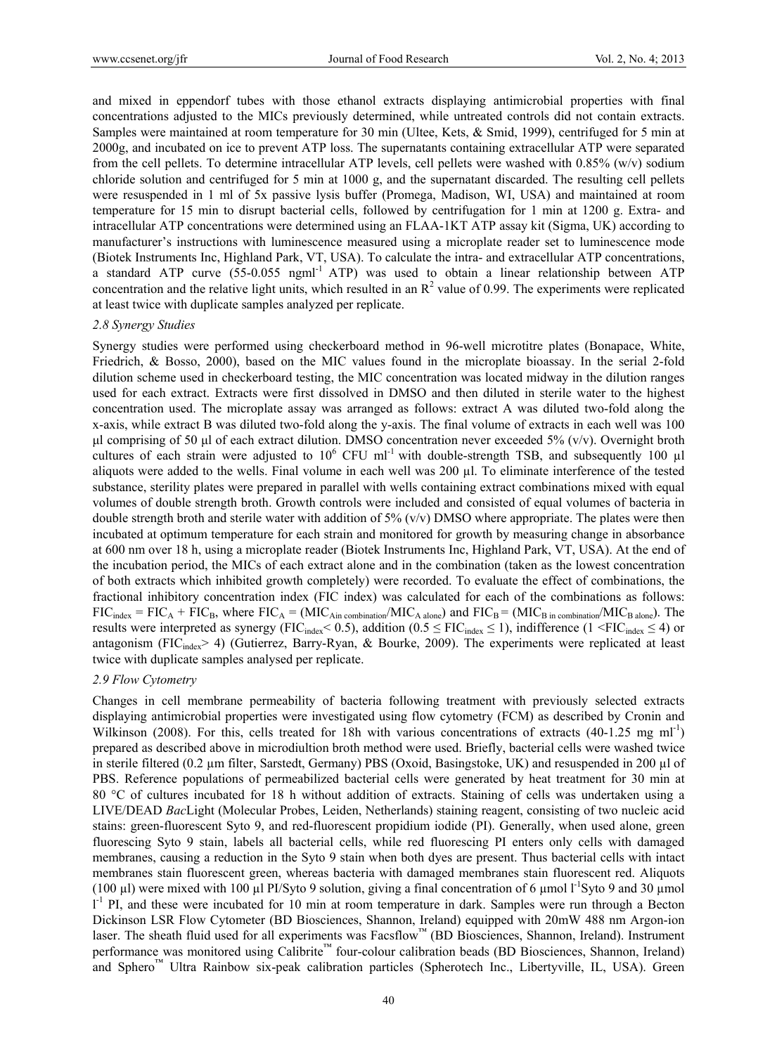and mixed in eppendorf tubes with those ethanol extracts displaying antimicrobial properties with final concentrations adjusted to the MICs previously determined, while untreated controls did not contain extracts. Samples were maintained at room temperature for 30 min (Ultee, Kets, & Smid, 1999), centrifuged for 5 min at 2000g, and incubated on ice to prevent ATP loss. The supernatants containing extracellular ATP were separated from the cell pellets. To determine intracellular ATP levels, cell pellets were washed with 0.85% (w/v) sodium chloride solution and centrifuged for 5 min at 1000 g, and the supernatant discarded. The resulting cell pellets were resuspended in 1 ml of 5x passive lysis buffer (Promega, Madison, WI, USA) and maintained at room temperature for 15 min to disrupt bacterial cells, followed by centrifugation for 1 min at 1200 g. Extra- and intracellular ATP concentrations were determined using an FLAA-1KT ATP assay kit (Sigma, UK) according to manufacturer's instructions with luminescence measured using a microplate reader set to luminescence mode (Biotek Instruments Inc, Highland Park, VT, USA). To calculate the intra- and extracellular ATP concentrations, a standard ATP curve (55-0.055 ngml$^{-1}$ ATP) was used to obtain a linear relationship between ATP concentration and the relative light units, which resulted in an $R^2$ value of 0.99. The experiments were replicated at least twice with duplicate samples analyzed per replicate.

### 2.8 Synergy Studies

Synergy studies were performed using checkerboard method in 96-well microtitre plates (Bonapace, White, Friedrich, & Bosso, 2000), based on the MIC values found in the microplate bioassay. In the serial 2-fold dilution scheme used in checkerboard testing, the MIC concentration was located midway in the dilution ranges used for each extract. Extracts were first dissolved in DMSO and then diluted in sterile water to the highest concentration used. The microplate assay was arranged as follows: extract A was diluted two-fold along the x-axis, while extract B was diluted two-fold along the y-axis. The final volume of extracts in each well was 100 µl comprising of 50 µl of each extract dilution. DMSO concentration never exceeded 5% (v/v). Overnight broth cultures of each strain were adjusted to $10^6$ CFU ml$^{-1}$ with double-strength TSB, and subsequently 100 µl aliquots were added to the wells. Final volume in each well was 200 µl. To eliminate interference of the tested substance, sterility plates were prepared in parallel with wells containing extract combinations mixed with equal volumes of double strength broth. Growth controls were included and consisted of equal volumes of bacteria in double strength broth and sterile water with addition of 5% (v/v) DMSO where appropriate. The plates were then incubated at optimum temperature for each strain and monitored for growth by measuring change in absorbance at 600 nm over 18 h, using a microplate reader (Biotek Instruments Inc, Highland Park, VT, USA). At the end of the incubation period, the MICs of each extract alone and in the combination (taken as the lowest concentration of both extracts which inhibited growth completely) were recorded. To evaluate the effect of combinations, the fractional inhibitory concentration index (FIC index) was calculated for each of the combinations as follows: $FIC_{index} = FIC_A + FIC_B$, where $FIC_A = (MIC_{A\,in\,combination}/MIC_{A\,alone})$ and $FIC_B = (MIC_{B\,in\,combination}/MIC_{B\,alone})$. The results were interpreted as synergy ($FIC_{index} < 0.5$), addition ($0.5 \leq FIC_{index} \leq 1$), indifference ($1 < FIC_{index} \leq 4$) or antagonism ($FIC_{index} > 4$) (Gutierrez, Barry-Ryan, & Bourke, 2009). The experiments were replicated at least twice with duplicate samples analysed per replicate.

### 2.9 Flow Cytometry

Changes in cell membrane permeability of bacteria following treatment with previously selected extracts displaying antimicrobial properties were investigated using flow cytometry (FCM) as described by Cronin and Wilkinson (2008). For this, cells treated for 18h with various concentrations of extracts (40-1.25 mg ml$^{-1}$) prepared as described above in microdiultion broth method were used. Briefly, bacterial cells were washed twice in sterile filtered (0.2 µm filter, Sarstedt, Germany) PBS (Oxoid, Basingstoke, UK) and resuspended in 200 µl of PBS. Reference populations of permeabilized bacterial cells were generated by heat treatment for 30 min at 80 °C of cultures incubated for 18 h without addition of extracts. Staining of cells was undertaken using a LIVE/DEAD *Bac*Light (Molecular Probes, Leiden, Netherlands) staining reagent, consisting of two nucleic acid stains: green-fluorescent Syto 9, and red-fluorescent propidium iodide (PI). Generally, when used alone, green fluorescing Syto 9 stain, labels all bacterial cells, while red fluorescing PI enters only cells with damaged membranes, causing a reduction in the Syto 9 stain when both dyes are present. Thus bacterial cells with intact membranes stain fluorescent green, whereas bacteria with damaged membranes stain fluorescent red. Aliquots (100 µl) were mixed with 100 µl PI/Syto 9 solution, giving a final concentration of 6 µmol l$^{-1}$Syto 9 and 30 µmol l$^{-1}$ PI, and these were incubated for 10 min at room temperature in dark. Samples were run through a Becton Dickinson LSR Flow Cytometer (BD Biosciences, Shannon, Ireland) equipped with 20mW 488 nm Argon-ion laser. The sheath fluid used for all experiments was Facsflow™ (BD Biosciences, Shannon, Ireland). Instrument performance was monitored using Calibrite™ four-colour calibration beads (BD Biosciences, Shannon, Ireland) and Sphero™ Ultra Rainbow six-peak calibration particles (Spherotech Inc., Libertyville, IL, USA). Green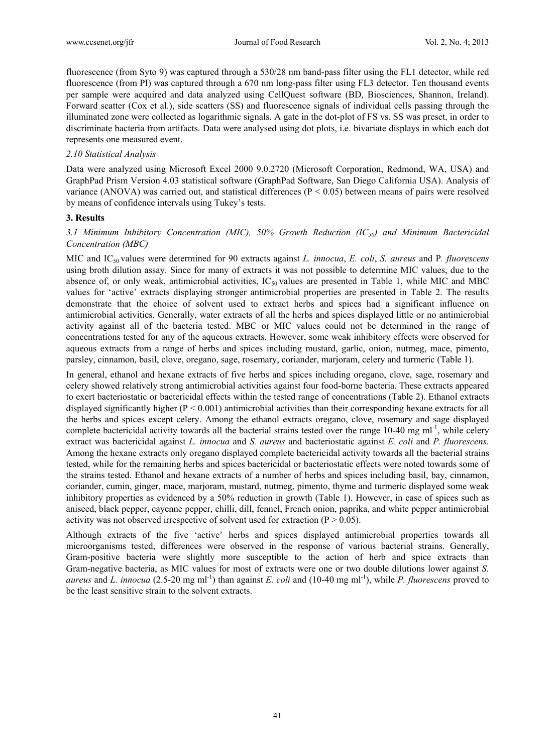fluorescence (from Syto 9) was captured through a 530/28 nm band-pass filter using the FL1 detector, while red fluorescence (from PI) was captured through a 670 nm long-pass filter using FL3 detector. Ten thousand events per sample were acquired and data analyzed using CellQuest software (BD, Biosciences, Shannon, Ireland). Forward scatter (Cox et al.), side scatters (SS) and fluorescence signals of individual cells passing through the illuminated zone were collected as logarithmic signals. A gate in the dot-plot of FS vs. SS was preset, in order to discriminate bacteria from artifacts. Data were analysed using dot plots, i.e. bivariate displays in which each dot represents one measured event.

### *2.10 Statistical Analysis*

Data were analyzed using Microsoft Excel 2000 9.0.2720 (Microsoft Corporation, Redmond, WA, USA) and GraphPad Prism Version 4.03 statistical software (GraphPad Software, San Diego California USA). Analysis of variance (ANOVA) was carried out, and statistical differences ($P < 0.05$) between means of pairs were resolved by means of confidence intervals using Tukey's tests.

## 3. Results

### *3.1 Minimum Inhibitory Concentration (MIC), 50% Growth Reduction ($IC_{50}$) and Minimum Bactericidal Concentration (MBC)*

MIC and $IC_{50}$ values were determined for 90 extracts against *L. innocua*, *E. coli*, *S. aureus* and P*. fluorescens* using broth dilution assay. Since for many of extracts it was not possible to determine MIC values, due to the absence of, or only weak, antimicrobial activities, $IC_{50}$ values are presented in Table 1, while MIC and MBC values for 'active' extracts displaying stronger antimicrobial properties are presented in Table 2. The results demonstrate that the choice of solvent used to extract herbs and spices had a significant influence on antimicrobial activities. Generally, water extracts of all the herbs and spices displayed little or no antimicrobial activity against all of the bacteria tested. MBC or MIC values could not be determined in the range of concentrations tested for any of the aqueous extracts. However, some weak inhibitory effects were observed for aqueous extracts from a range of herbs and spices including mustard, garlic, onion, nutmeg, mace, pimento, parsley, cinnamon, basil, clove, oregano, sage, rosemary, coriander, marjoram, celery and turmeric (Table 1).

In general, ethanol and hexane extracts of five herbs and spices including oregano, clove, sage, rosemary and celery showed relatively strong antimicrobial activities against four food-borne bacteria. These extracts appeared to exert bacteriostatic or bactericidal effects within the tested range of concentrations (Table 2). Ethanol extracts displayed significantly higher ($P < 0.001$) antimicrobial activities than their corresponding hexane extracts for all the herbs and spices except celery. Among the ethanol extracts oregano, clove, rosemary and sage displayed complete bactericidal activity towards all the bacterial strains tested over the range 10-40 mg ml$^{-1}$, while celery extract was bactericidal against *L. innocua* and *S. aureus* and bacteriostatic against *E. coli* and *P. fluorescens*. Among the hexane extracts only oregano displayed complete bactericidal activity towards all the bacterial strains tested, while for the remaining herbs and spices bactericidal or bacteriostatic effects were noted towards some of the strains tested. Ethanol and hexane extracts of a number of herbs and spices including basil, bay, cinnamon, coriander, cumin, ginger, mace, marjoram, mustard, nutmeg, pimento, thyme and turmeric displayed some weak inhibitory properties as evidenced by a 50% reduction in growth (Table 1). However, in case of spices such as aniseed, black pepper, cayenne pepper, chilli, dill, fennel, French onion, paprika, and white pepper antimicrobial activity was not observed irrespective of solvent used for extraction ($P > 0.05$).

Although extracts of the five 'active' herbs and spices displayed antimicrobial properties towards all microorganisms tested, differences were observed in the response of various bacterial strains. Generally, Gram-positive bacteria were slightly more susceptible to the action of herb and spice extracts than Gram-negative bacteria, as MIC values for most of extracts were one or two double dilutions lower against *S. aureus* and *L. innocua* (2.5-20 mg ml$^{-1}$) than against *E. coli* and (10-40 mg ml$^{-1}$), while *P. fluorescens* proved to be the least sensitive strain to the solvent extracts.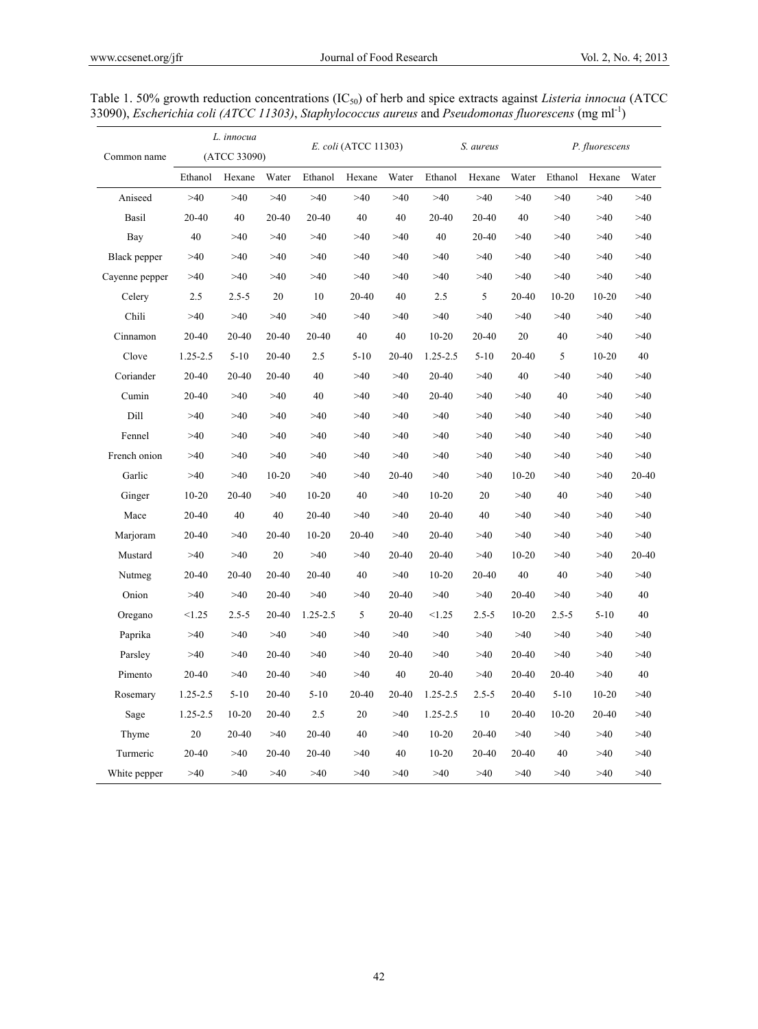Table 1. 50% growth reduction concentrations ($IC_{50}$) of herb and spice extracts against *Listeria innocua* (ATCC 33090), *Escherichia coli (ATCC 11303)*, *Staphylococcus aureus* and *Pseudomonas fluorescens* (mg $ml^{-1}$)

| Common name | *L. innocua* (ATCC 33090) | | | *E. coli* (ATCC 11303) | | | *S. aureus* | | | *P. fluorescens* | | |
|---|---|---|---|---|---|---|---|---|---|---|---|---|
| | Ethanol | Hexane | Water | Ethanol | Hexane | Water | Ethanol | Hexane | Water | Ethanol | Hexane | Water |
| Aniseed | >40 | >40 | >40 | >40 | >40 | >40 | >40 | >40 | >40 | >40 | >40 | >40 |
| Basil | 20-40 | 40 | 20-40 | 20-40 | 40 | 40 | 20-40 | 20-40 | 40 | >40 | >40 | >40 |
| Bay | 40 | >40 | >40 | >40 | >40 | >40 | 40 | 20-40 | >40 | >40 | >40 | >40 |
| Black pepper | >40 | >40 | >40 | >40 | >40 | >40 | >40 | >40 | >40 | >40 | >40 | >40 |
| Cayenne pepper | >40 | >40 | >40 | >40 | >40 | >40 | >40 | >40 | >40 | >40 | >40 | >40 |
| Celery | 2.5 | 2.5-5 | 20 | 10 | 20-40 | 40 | 2.5 | 5 | 20-40 | 10-20 | 10-20 | >40 |
| Chili | >40 | >40 | >40 | >40 | >40 | >40 | >40 | >40 | >40 | >40 | >40 | >40 |
| Cinnamon | 20-40 | 20-40 | 20-40 | 20-40 | 40 | 40 | 10-20 | 20-40 | 20 | 40 | >40 | >40 |
| Clove | 1.25-2.5 | 5-10 | 20-40 | 2.5 | 5-10 | 20-40 | 1.25-2.5 | 5-10 | 20-40 | 5 | 10-20 | 40 |
| Coriander | 20-40 | 20-40 | 20-40 | 40 | >40 | >40 | 20-40 | >40 | 40 | >40 | >40 | >40 |
| Cumin | 20-40 | >40 | >40 | 40 | >40 | >40 | 20-40 | >40 | >40 | 40 | >40 | >40 |
| Dill | >40 | >40 | >40 | >40 | >40 | >40 | >40 | >40 | >40 | >40 | >40 | >40 |
| Fennel | >40 | >40 | >40 | >40 | >40 | >40 | >40 | >40 | >40 | >40 | >40 | >40 |
| French onion | >40 | >40 | >40 | >40 | >40 | >40 | >40 | >40 | >40 | >40 | >40 | >40 |
| Garlic | >40 | >40 | 10-20 | >40 | >40 | 20-40 | >40 | >40 | 10-20 | >40 | >40 | 20-40 |
| Ginger | 10-20 | 20-40 | >40 | 10-20 | 40 | >40 | 10-20 | 20 | >40 | 40 | >40 | >40 |
| Mace | 20-40 | 40 | 40 | 20-40 | >40 | >40 | 20-40 | 40 | >40 | >40 | >40 | >40 |
| Marjoram | 20-40 | >40 | 20-40 | 10-20 | 20-40 | >40 | 20-40 | >40 | >40 | >40 | >40 | >40 |
| Mustard | >40 | >40 | 20 | >40 | >40 | 20-40 | 20-40 | >40 | 10-20 | >40 | >40 | 20-40 |
| Nutmeg | 20-40 | 20-40 | 20-40 | 20-40 | 40 | >40 | 10-20 | 20-40 | 40 | 40 | >40 | >40 |
| Onion | >40 | >40 | 20-40 | >40 | >40 | 20-40 | >40 | >40 | 20-40 | >40 | >40 | 40 |
| Oregano | <1.25 | 2.5-5 | 20-40 | 1.25-2.5 | 5 | 20-40 | <1.25 | 2.5-5 | 10-20 | 2.5-5 | 5-10 | 40 |
| Paprika | >40 | >40 | >40 | >40 | >40 | >40 | >40 | >40 | >40 | >40 | >40 | >40 |
| Parsley | >40 | >40 | 20-40 | >40 | >40 | 20-40 | >40 | >40 | 20-40 | >40 | >40 | >40 |
| Pimento | 20-40 | >40 | 20-40 | >40 | >40 | 40 | 20-40 | >40 | 20-40 | 20-40 | >40 | 40 |
| Rosemary | 1.25-2.5 | 5-10 | 20-40 | 5-10 | 20-40 | 20-40 | 1.25-2.5 | 2.5-5 | 20-40 | 5-10 | 10-20 | >40 |
| Sage | 1.25-2.5 | 10-20 | 20-40 | 2.5 | 20 | >40 | 1.25-2.5 | 10 | 20-40 | 10-20 | 20-40 | >40 |
| Thyme | 20 | 20-40 | >40 | 20-40 | 40 | >40 | 10-20 | 20-40 | >40 | >40 | >40 | >40 |
| Turmeric | 20-40 | >40 | 20-40 | 20-40 | >40 | 40 | 10-20 | 20-40 | 20-40 | 40 | >40 | >40 |
| White pepper | >40 | >40 | >40 | >40 | >40 | >40 | >40 | >40 | >40 | >40 | >40 | >40 |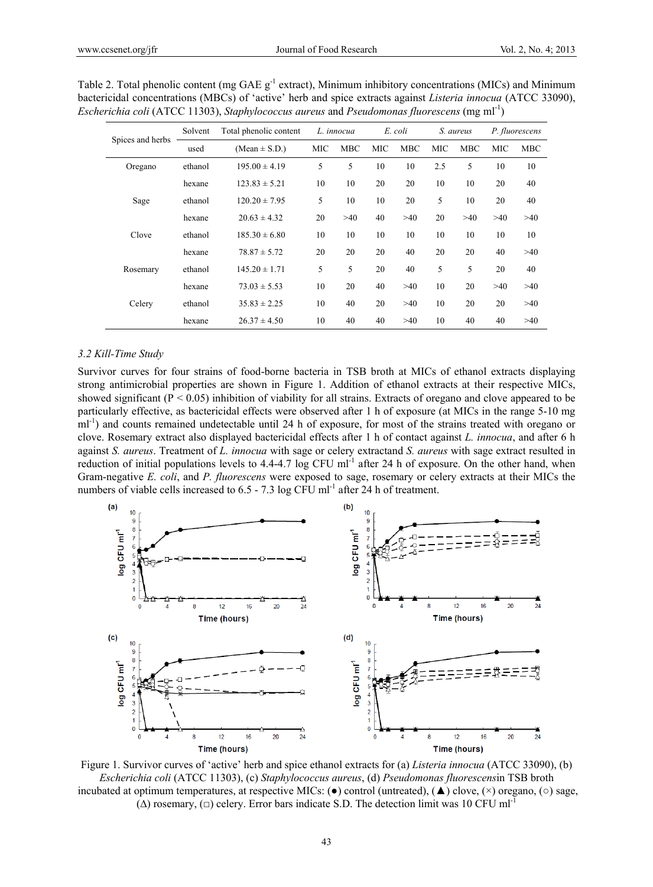Table 2. Total phenolic content (mg GAE $g^{-1}$ extract), Minimum inhibitory concentrations (MICs) and Minimum bactericidal concentrations (MBCs) of 'active' herb and spice extracts against *Listeria innocua* (ATCC 33090), *Escherichia coli* (ATCC 11303), *Staphylococcus aureus* and *Pseudomonas fluorescens* (mg $ml^{-1}$)

| Spices and herbs | Solvent used | Total phenolic content (Mean ± S.D.) | *L. innocua* | | *E. coli* | | *S. aureus* | | *P. fluorescens* | |
|---|---|---|---|---|---|---|---|---|---|---|
| | | | MIC | MBC | MIC | MBC | MIC | MBC | MIC | MBC |
| Oregano | ethanol | 195.00 ± 4.19 | 5 | 5 | 10 | 10 | 2.5 | 5 | 10 | 10 |
| | hexane | 123.83 ± 5.21 | 10 | 10 | 20 | 20 | 10 | 10 | 20 | 40 |
| Sage | ethanol | 120.20 ± 7.95 | 5 | 10 | 10 | 20 | 5 | 10 | 20 | 40 |
| | hexane | 20.63 ± 4.32 | 20 | >40 | 40 | >40 | 20 | >40 | >40 | >40 |
| Clove | ethanol | 185.30 ± 6.80 | 10 | 10 | 10 | 10 | 10 | 10 | 10 | 10 |
| | hexane | 78.87 ± 5.72 | 20 | 20 | 20 | 40 | 20 | 20 | 40 | >40 |
| Rosemary | ethanol | 145.20 ± 1.71 | 5 | 5 | 20 | 40 | 5 | 5 | 20 | 40 |
| | hexane | 73.03 ± 5.53 | 10 | 20 | 40 | >40 | 10 | 20 | >40 | >40 |
| Celery | ethanol | 35.83 ± 2.25 | 10 | 40 | 20 | >40 | 10 | 20 | 20 | >40 |
| | hexane | 26.37 ± 4.50 | 10 | 40 | 40 | >40 | 10 | 40 | 40 | >40 |

### 3.2 Kill-Time Study

Survivor curves for four strains of food-borne bacteria in TSB broth at MICs of ethanol extracts displaying strong antimicrobial properties are shown in Figure 1. Addition of ethanol extracts at their respective MICs, showed significant ($P < 0.05$) inhibition of viability for all strains. Extracts of oregano and clove appeared to be particularly effective, as bactericidal effects were observed after 1 h of exposure (at MICs in the range 5-10 mg $ml^{-1}$) and counts remained undetectable until 24 h of exposure, for most of the strains treated with oregano or clove. Rosemary extract also displayed bactericidal effects after 1 h of contact against *L. innocua*, and after 6 h against *S. aureus*. Treatment of *L. innocua* with sage or celery extractand *S. aureus* with sage extract resulted in reduction of initial populations levels to 4.4-4.7 log CFU $ml^{-1}$ after 24 h of exposure. On the other hand, when Gram-negative *E. coli*, and *P. fluorescens* were exposed to sage, rosemary or celery extracts at their MICs the numbers of viable cells increased to 6.5 - 7.3 log CFU $ml^{-1}$ after 24 h of treatment.

Figure 1. Survivor curves of 'active' herb and spice ethanol extracts for (a) *Listeria innocua* (ATCC 33090), (b) *Escherichia coli* (ATCC 11303), (c) *Staphylococcus aureus*, (d) *Pseudomonas fluorescens*in TSB broth incubated at optimum temperatures, at respective MICs: (●) control (untreated), (▲) clove, (×) oregano, (○) sage, (Δ) rosemary, (□) celery. Error bars indicate S.D. The detection limit was 10 CFU $ml^{-1}$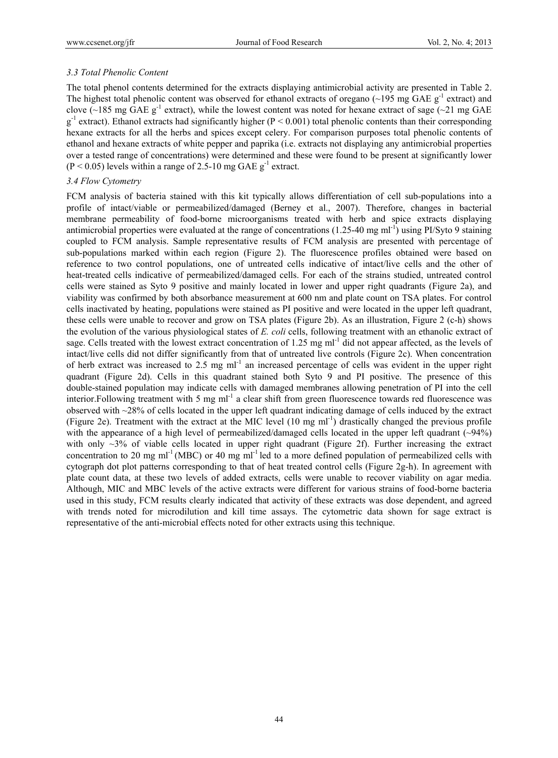### *3.3 Total Phenolic Content*

The total phenol contents determined for the extracts displaying antimicrobial activity are presented in Table 2. The highest total phenolic content was observed for ethanol extracts of oregano (~195 mg GAE $g^{-1}$ extract) and clove (~185 mg GAE $g^{-1}$ extract), while the lowest content was noted for hexane extract of sage (~21 mg GAE $g^{-1}$ extract). Ethanol extracts had significantly higher ($P < 0.001$) total phenolic contents than their corresponding hexane extracts for all the herbs and spices except celery. For comparison purposes total phenolic contents of ethanol and hexane extracts of white pepper and paprika (i.e. extracts not displaying any antimicrobial properties over a tested range of concentrations) were determined and these were found to be present at significantly lower ($P < 0.05$) levels within a range of 2.5-10 mg GAE $g^{-1}$ extract.

### *3.4 Flow Cytometry*

FCM analysis of bacteria stained with this kit typically allows differentiation of cell sub-populations into a profile of intact/viable or permeabilized/damaged (Berney et al., 2007). Therefore, changes in bacterial membrane permeability of food-borne microorganisms treated with herb and spice extracts displaying antimicrobial properties were evaluated at the range of concentrations (1.25-40 mg $ml^{-1}$) using PI/Syto 9 staining coupled to FCM analysis. Sample representative results of FCM analysis are presented with percentage of sub-populations marked within each region (Figure 2). The fluorescence profiles obtained were based on reference to two control populations, one of untreated cells indicative of intact/live cells and the other of heat-treated cells indicative of permeabilized/damaged cells. For each of the strains studied, untreated control cells were stained as Syto 9 positive and mainly located in lower and upper right quadrants (Figure 2a), and viability was confirmed by both absorbance measurement at 600 nm and plate count on TSA plates. For control cells inactivated by heating, populations were stained as PI positive and were located in the upper left quadrant, these cells were unable to recover and grow on TSA plates (Figure 2b). As an illustration, Figure 2 (c-h) shows the evolution of the various physiological states of *E. coli* cells, following treatment with an ethanolic extract of sage. Cells treated with the lowest extract concentration of 1.25 mg $ml^{-1}$ did not appear affected, as the levels of intact/live cells did not differ significantly from that of untreated live controls (Figure 2c). When concentration of herb extract was increased to 2.5 mg $ml^{-1}$ an increased percentage of cells was evident in the upper right quadrant (Figure 2d). Cells in this quadrant stained both Syto 9 and PI positive. The presence of this double-stained population may indicate cells with damaged membranes allowing penetration of PI into the cell interior.Following treatment with 5 mg $ml^{-1}$ a clear shift from green fluorescence towards red fluorescence was observed with ~28% of cells located in the upper left quadrant indicating damage of cells induced by the extract (Figure 2e). Treatment with the extract at the MIC level (10 mg $ml^{-1}$) drastically changed the previous profile with the appearance of a high level of permeabilized/damaged cells located in the upper left quadrant (~94%) with only ~3% of viable cells located in upper right quadrant (Figure 2f). Further increasing the extract concentration to 20 mg $ml^{-1}$ (MBC) or 40 mg $ml^{-1}$ led to a more defined population of permeabilized cells with cytograph dot plot patterns corresponding to that of heat treated control cells (Figure 2g-h). In agreement with plate count data, at these two levels of added extracts, cells were unable to recover viability on agar media. Although, MIC and MBC levels of the active extracts were different for various strains of food-borne bacteria used in this study, FCM results clearly indicated that activity of these extracts was dose dependent, and agreed with trends noted for microdilution and kill time assays. The cytometric data shown for sage extract is representative of the anti-microbial effects noted for other extracts using this technique.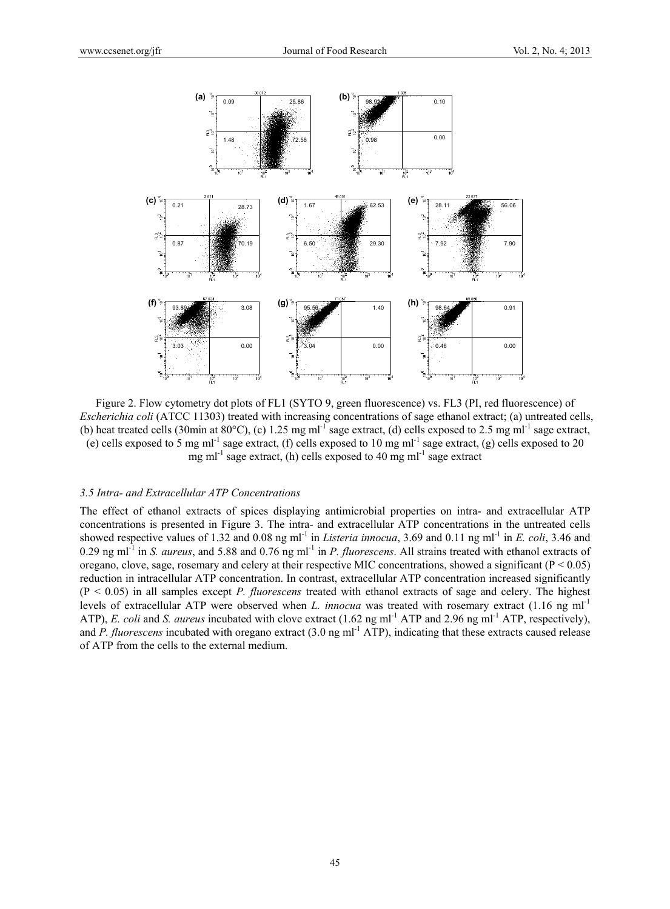Figure 2. Flow cytometry dot plots of FL1 (SYTO 9, green fluorescence) vs. FL3 (PI, red fluorescence) of *Escherichia coli* (ATCC 11303) treated with increasing concentrations of sage ethanol extract; (a) untreated cells, (b) heat treated cells (30min at 80°C), (c) 1.25 mg ml$^{-1}$ sage extract, (d) cells exposed to 2.5 mg ml$^{-1}$ sage extract, (e) cells exposed to 5 mg ml$^{-1}$ sage extract, (f) cells exposed to 10 mg ml$^{-1}$ sage extract, (g) cells exposed to 20 mg ml$^{-1}$ sage extract, (h) cells exposed to 40 mg ml$^{-1}$ sage extract

### 3.5 Intra- and Extracellular ATP Concentrations

The effect of ethanol extracts of spices displaying antimicrobial properties on intra- and extracellular ATP concentrations is presented in Figure 3. The intra- and extracellular ATP concentrations in the untreated cells showed respective values of 1.32 and 0.08 ng ml$^{-1}$ in *Listeria innocua*, 3.69 and 0.11 ng ml$^{-1}$ in *E. coli*, 3.46 and 0.29 ng ml$^{-1}$ in *S. aureus*, and 5.88 and 0.76 ng ml$^{-1}$ in *P. fluorescens*. All strains treated with ethanol extracts of oregano, clove, sage, rosemary and celery at their respective MIC concentrations, showed a significant ($P < 0.05$) reduction in intracellular ATP concentration. In contrast, extracellular ATP concentration increased significantly ($P < 0.05$) in all samples except *P. fluorescens* treated with ethanol extracts of sage and celery. The highest levels of extracellular ATP were observed when *L. innocua* was treated with rosemary extract (1.16 ng ml$^{-1}$ ATP), *E. coli* and *S. aureus* incubated with clove extract (1.62 ng ml$^{-1}$ ATP and 2.96 ng ml$^{-1}$ ATP, respectively), and *P. fluorescens* incubated with oregano extract (3.0 ng ml$^{-1}$ ATP), indicating that these extracts caused release of ATP from the cells to the external medium.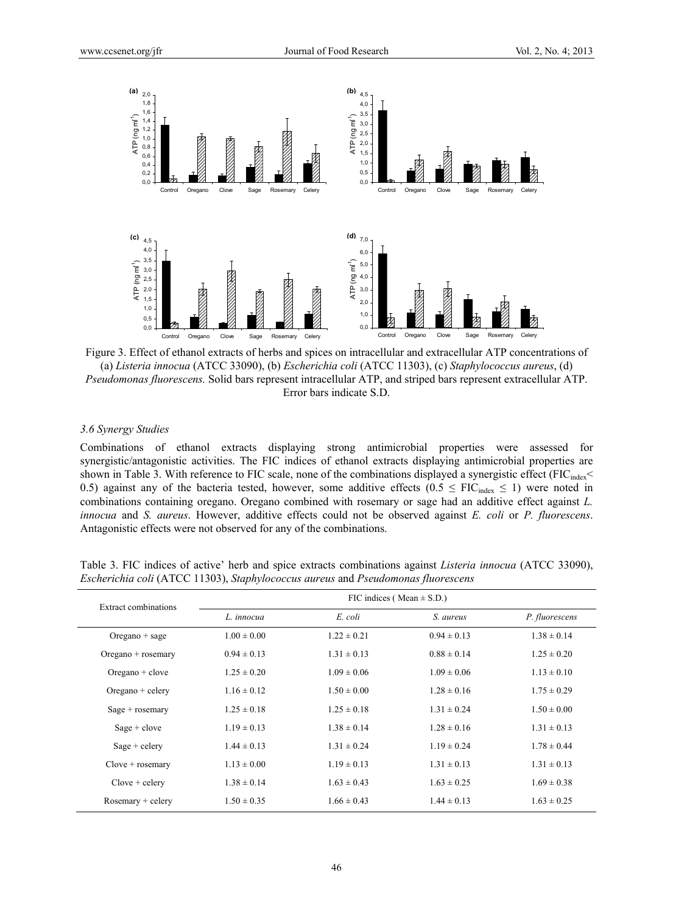Figure 3. Effect of ethanol extracts of herbs and spices on intracellular and extracellular ATP concentrations of (a) *Listeria innocua* (ATCC 33090), (b) *Escherichia coli* (ATCC 11303), (c) *Staphylococcus aureus*, (d) *Pseudomonas fluorescens.* Solid bars represent intracellular ATP, and striped bars represent extracellular ATP. Error bars indicate S.D.

### 3.6 Synergy Studies

Combinations of ethanol extracts displaying strong antimicrobial properties were assessed for synergistic/antagonistic activities. The FIC indices of ethanol extracts displaying antimicrobial properties are shown in Table 3. With reference to FIC scale, none of the combinations displayed a synergistic effect ($FIC_{index}$< 0.5) against any of the bacteria tested, however, some additive effects ($0.5 \leq FIC_{index} \leq 1$) were noted in combinations containing oregano. Oregano combined with rosemary or sage had an additive effect against *L. innocua* and *S. aureus*. However, additive effects could not be observed against *E. coli* or *P. fluorescens*. Antagonistic effects were not observed for any of the combinations.

Table 3. FIC indices of active' herb and spice extracts combinations against *Listeria innocua* (ATCC 33090), *Escherichia coli* (ATCC 11303), *Staphylococcus aureus* and *Pseudomonas fluorescens*

| Extract combinations | FIC indices ( Mean ± S.D.) | | | |
|---|---|---|---|---|
| | *L. innocua* | *E. coli* | *S. aureus* | *P. fluorescens* |
| Oregano + sage | 1.00 ± 0.00 | 1.22 ± 0.21 | 0.94 ± 0.13 | 1.38 ± 0.14 |
| Oregano + rosemary | 0.94 ± 0.13 | 1.31 ± 0.13 | 0.88 ± 0.14 | 1.25 ± 0.20 |
| Oregano + clove | 1.25 ± 0.20 | 1.09 ± 0.06 | 1.09 ± 0.06 | 1.13 ± 0.10 |
| Oregano + celery | 1.16 ± 0.12 | 1.50 ± 0.00 | 1.28 ± 0.16 | 1.75 ± 0.29 |
| Sage + rosemary | 1.25 ± 0.18 | 1.25 ± 0.18 | 1.31 ± 0.24 | 1.50 ± 0.00 |
| Sage + clove | 1.19 ± 0.13 | 1.38 ± 0.14 | 1.28 ± 0.16 | 1.31 ± 0.13 |
| Sage + celery | 1.44 ± 0.13 | 1.31 ± 0.24 | 1.19 ± 0.24 | 1.78 ± 0.44 |
| Clove + rosemary | 1.13 ± 0.00 | 1.19 ± 0.13 | 1.31 ± 0.13 | 1.31 ± 0.13 |
| Clove + celery | 1.38 ± 0.14 | 1.63 ± 0.43 | 1.63 ± 0.25 | 1.69 ± 0.38 |
| Rosemary + celery | 1.50 ± 0.35 | 1.66 ± 0.43 | 1.44 ± 0.13 | 1.63 ± 0.25 |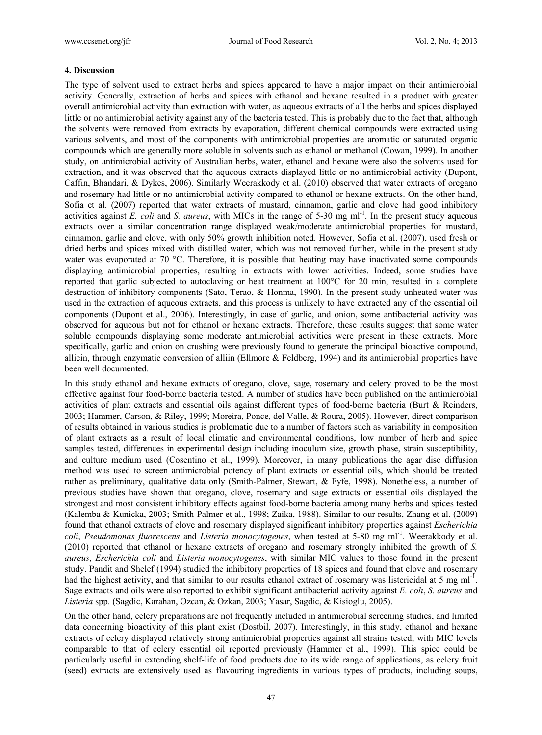## 4. Discussion

The type of solvent used to extract herbs and spices appeared to have a major impact on their antimicrobial activity. Generally, extraction of herbs and spices with ethanol and hexane resulted in a product with greater overall antimicrobial activity than extraction with water, as aqueous extracts of all the herbs and spices displayed little or no antimicrobial activity against any of the bacteria tested. This is probably due to the fact that, although the solvents were removed from extracts by evaporation, different chemical compounds were extracted using various solvents, and most of the components with antimicrobial properties are aromatic or saturated organic compounds which are generally more soluble in solvents such as ethanol or methanol (Cowan, 1999). In another study, on antimicrobial activity of Australian herbs, water, ethanol and hexane were also the solvents used for extraction, and it was observed that the aqueous extracts displayed little or no antimicrobial activity (Dupont, Caffin, Bhandari, & Dykes, 2006). Similarly Weerakkody et al. (2010) observed that water extracts of oregano and rosemary had little or no antimicrobial activity compared to ethanol or hexane extracts. On the other hand, Sofia et al. (2007) reported that water extracts of mustard, cinnamon, garlic and clove had good inhibitory activities against *E. coli* and *S. aureus*, with MICs in the range of 5-30 mg ml$^{-1}$. In the present study aqueous extracts over a similar concentration range displayed weak/moderate antimicrobial properties for mustard, cinnamon, garlic and clove, with only 50% growth inhibition noted. However, Sofia et al. (2007), used fresh or dried herbs and spices mixed with distilled water, which was not removed further, while in the present study water was evaporated at 70 °C. Therefore, it is possible that heating may have inactivated some compounds displaying antimicrobial properties, resulting in extracts with lower activities. Indeed, some studies have reported that garlic subjected to autoclaving or heat treatment at 100°C for 20 min, resulted in a complete destruction of inhibitory components (Sato, Terao, & Honma, 1990). In the present study unheated water was used in the extraction of aqueous extracts, and this process is unlikely to have extracted any of the essential oil components (Dupont et al., 2006). Interestingly, in case of garlic, and onion, some antibacterial activity was observed for aqueous but not for ethanol or hexane extracts. Therefore, these results suggest that some water soluble compounds displaying some moderate antimicrobial activities were present in these extracts. More specifically, garlic and onion on crushing were previously found to generate the principal bioactive compound, allicin, through enzymatic conversion of alliin (Ellmore & Feldberg, 1994) and its antimicrobial properties have been well documented.

In this study ethanol and hexane extracts of oregano, clove, sage, rosemary and celery proved to be the most effective against four food-borne bacteria tested. A number of studies have been published on the antimicrobial activities of plant extracts and essential oils against different types of food-borne bacteria (Burt & Reinders, 2003; Hammer, Carson, & Riley, 1999; Moreira, Ponce, del Valle, & Roura, 2005). However, direct comparison of results obtained in various studies is problematic due to a number of factors such as variability in composition of plant extracts as a result of local climatic and environmental conditions, low number of herb and spice samples tested, differences in experimental design including inoculum size, growth phase, strain susceptibility, and culture medium used (Cosentino et al., 1999). Moreover, in many publications the agar disc diffusion method was used to screen antimicrobial potency of plant extracts or essential oils, which should be treated rather as preliminary, qualitative data only (Smith-Palmer, Stewart, & Fyfe, 1998). Nonetheless, a number of previous studies have shown that oregano, clove, rosemary and sage extracts or essential oils displayed the strongest and most consistent inhibitory effects against food-borne bacteria among many herbs and spices tested (Kalemba & Kunicka, 2003; Smith-Palmer et al., 1998; Zaika, 1988). Similar to our results, Zhang et al. (2009) found that ethanol extracts of clove and rosemary displayed significant inhibitory properties against *Escherichia coli*, *Pseudomonas fluorescens* and *Listeria monocytogenes*, when tested at 5-80 mg ml$^{-1}$. Weerakkody et al. (2010) reported that ethanol or hexane extracts of oregano and rosemary strongly inhibited the growth of *S. aureus*, *Escherichia coli* and *Listeria monocytogenes*, with similar MIC values to those found in the present study. Pandit and Shelef (1994) studied the inhibitory properties of 18 spices and found that clove and rosemary had the highest activity, and that similar to our results ethanol extract of rosemary was listericidal at 5 mg ml$^{-1}$. Sage extracts and oils were also reported to exhibit significant antibacterial activity against *E. coli*, *S. aureus* and *Listeria* spp. (Sagdic, Karahan, Ozcan, & Ozkan, 2003; Yasar, Sagdic, & Kisioglu, 2005).

On the other hand, celery preparations are not frequently included in antimicrobial screening studies, and limited data concerning bioactivity of this plant exist (Dostbil, 2007). Interestingly, in this study, ethanol and hexane extracts of celery displayed relatively strong antimicrobial properties against all strains tested, with MIC levels comparable to that of celery essential oil reported previously (Hammer et al., 1999). This spice could be particularly useful in extending shelf-life of food products due to its wide range of applications, as celery fruit (seed) extracts are extensively used as flavouring ingredients in various types of products, including soups,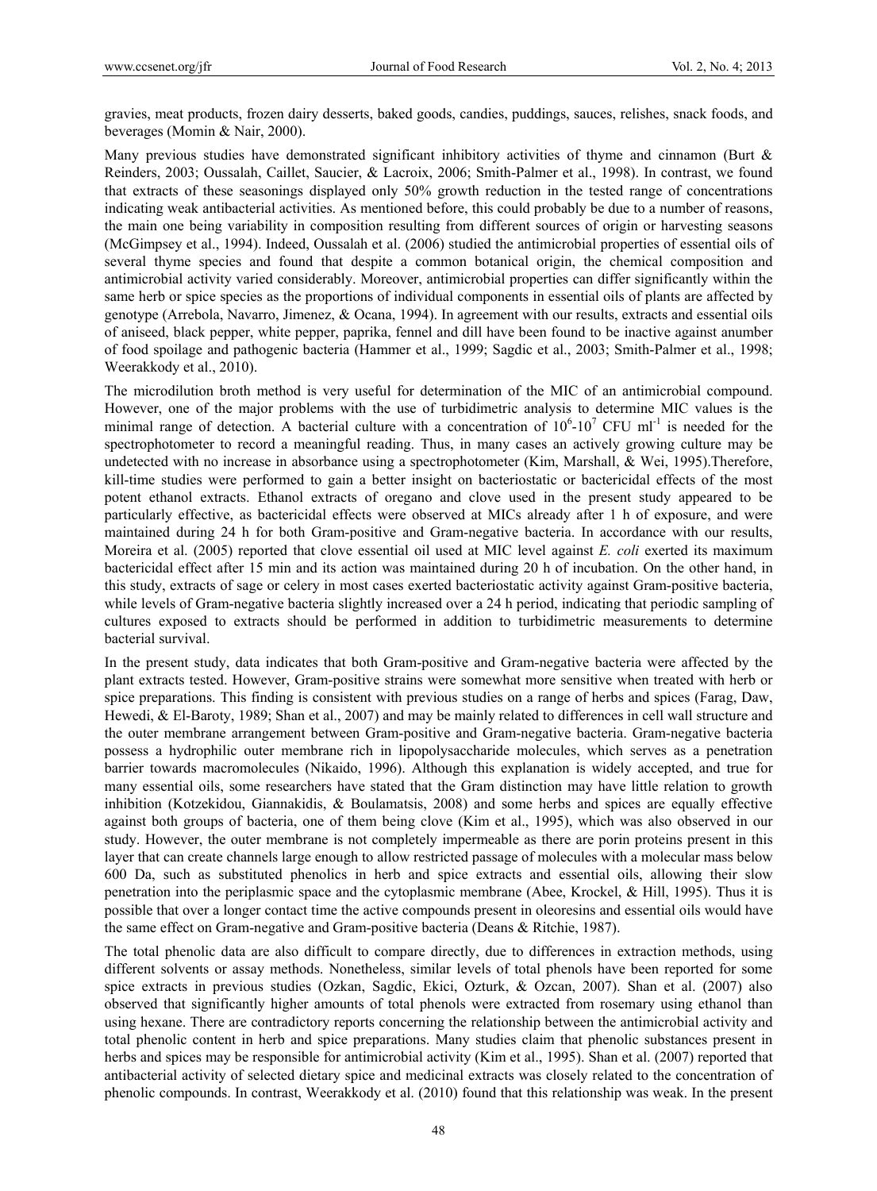gravies, meat products, frozen dairy desserts, baked goods, candies, puddings, sauces, relishes, snack foods, and beverages (Momin & Nair, 2000).

Many previous studies have demonstrated significant inhibitory activities of thyme and cinnamon (Burt & Reinders, 2003; Oussalah, Caillet, Saucier, & Lacroix, 2006; Smith-Palmer et al., 1998). In contrast, we found that extracts of these seasonings displayed only 50% growth reduction in the tested range of concentrations indicating weak antibacterial activities. As mentioned before, this could probably be due to a number of reasons, the main one being variability in composition resulting from different sources of origin or harvesting seasons (McGimpsey et al., 1994). Indeed, Oussalah et al. (2006) studied the antimicrobial properties of essential oils of several thyme species and found that despite a common botanical origin, the chemical composition and antimicrobial activity varied considerably. Moreover, antimicrobial properties can differ significantly within the same herb or spice species as the proportions of individual components in essential oils of plants are affected by genotype (Arrebola, Navarro, Jimenez, & Ocana, 1994). In agreement with our results, extracts and essential oils of aniseed, black pepper, white pepper, paprika, fennel and dill have been found to be inactive against anumber of food spoilage and pathogenic bacteria (Hammer et al., 1999; Sagdic et al., 2003; Smith-Palmer et al., 1998; Weerakkody et al., 2010).

The microdilution broth method is very useful for determination of the MIC of an antimicrobial compound. However, one of the major problems with the use of turbidimetric analysis to determine MIC values is the minimal range of detection. A bacterial culture with a concentration of $10^6$-$10^7$ CFU ml$^{-1}$ is needed for the spectrophotometer to record a meaningful reading. Thus, in many cases an actively growing culture may be undetected with no increase in absorbance using a spectrophotometer (Kim, Marshall, & Wei, 1995).Therefore, kill-time studies were performed to gain a better insight on bacteriostatic or bactericidal effects of the most potent ethanol extracts. Ethanol extracts of oregano and clove used in the present study appeared to be particularly effective, as bactericidal effects were observed at MICs already after 1 h of exposure, and were maintained during 24 h for both Gram-positive and Gram-negative bacteria. In accordance with our results, Moreira et al. (2005) reported that clove essential oil used at MIC level against *E. coli* exerted its maximum bactericidal effect after 15 min and its action was maintained during 20 h of incubation. On the other hand, in this study, extracts of sage or celery in most cases exerted bacteriostatic activity against Gram-positive bacteria, while levels of Gram-negative bacteria slightly increased over a 24 h period, indicating that periodic sampling of cultures exposed to extracts should be performed in addition to turbidimetric measurements to determine bacterial survival.

In the present study, data indicates that both Gram-positive and Gram-negative bacteria were affected by the plant extracts tested. However, Gram-positive strains were somewhat more sensitive when treated with herb or spice preparations. This finding is consistent with previous studies on a range of herbs and spices (Farag, Daw, Hewedi, & El-Baroty, 1989; Shan et al., 2007) and may be mainly related to differences in cell wall structure and the outer membrane arrangement between Gram-positive and Gram-negative bacteria. Gram-negative bacteria possess a hydrophilic outer membrane rich in lipopolysaccharide molecules, which serves as a penetration barrier towards macromolecules (Nikaido, 1996). Although this explanation is widely accepted, and true for many essential oils, some researchers have stated that the Gram distinction may have little relation to growth inhibition (Kotzekidou, Giannakidis, & Boulamatsis, 2008) and some herbs and spices are equally effective against both groups of bacteria, one of them being clove (Kim et al., 1995), which was also observed in our study. However, the outer membrane is not completely impermeable as there are porin proteins present in this layer that can create channels large enough to allow restricted passage of molecules with a molecular mass below 600 Da, such as substituted phenolics in herb and spice extracts and essential oils, allowing their slow penetration into the periplasmic space and the cytoplasmic membrane (Abee, Krockel, & Hill, 1995). Thus it is possible that over a longer contact time the active compounds present in oleoresins and essential oils would have the same effect on Gram-negative and Gram-positive bacteria (Deans & Ritchie, 1987).

The total phenolic data are also difficult to compare directly, due to differences in extraction methods, using different solvents or assay methods. Nonetheless, similar levels of total phenols have been reported for some spice extracts in previous studies (Ozkan, Sagdic, Ekici, Ozturk, & Ozcan, 2007). Shan et al. (2007) also observed that significantly higher amounts of total phenols were extracted from rosemary using ethanol than using hexane. There are contradictory reports concerning the relationship between the antimicrobial activity and total phenolic content in herb and spice preparations. Many studies claim that phenolic substances present in herbs and spices may be responsible for antimicrobial activity (Kim et al., 1995). Shan et al. (2007) reported that antibacterial activity of selected dietary spice and medicinal extracts was closely related to the concentration of phenolic compounds. In contrast, Weerakkody et al. (2010) found that this relationship was weak. In the present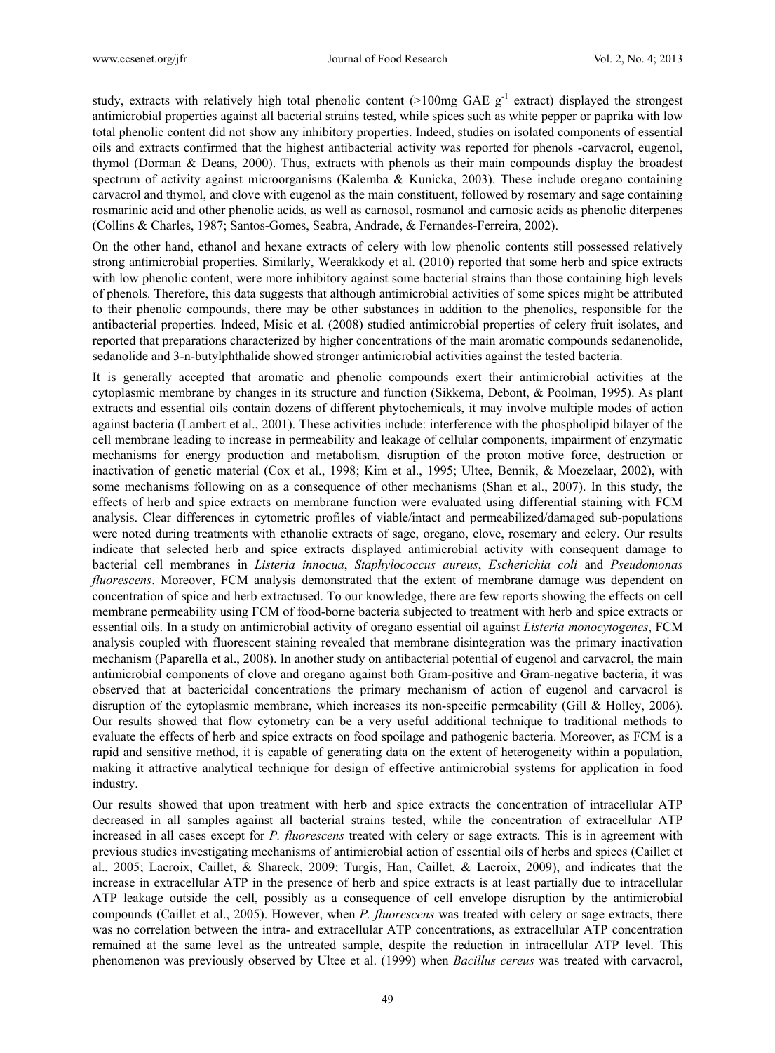study, extracts with relatively high total phenolic content (>100mg GAE $g^{-1}$ extract) displayed the strongest antimicrobial properties against all bacterial strains tested, while spices such as white pepper or paprika with low total phenolic content did not show any inhibitory properties. Indeed, studies on isolated components of essential oils and extracts confirmed that the highest antibacterial activity was reported for phenols -carvacrol, eugenol, thymol (Dorman & Deans, 2000). Thus, extracts with phenols as their main compounds display the broadest spectrum of activity against microorganisms (Kalemba & Kunicka, 2003). These include oregano containing carvacrol and thymol, and clove with eugenol as the main constituent, followed by rosemary and sage containing rosmarinic acid and other phenolic acids, as well as carnosol, rosmanol and carnosic acids as phenolic diterpenes (Collins & Charles, 1987; Santos-Gomes, Seabra, Andrade, & Fernandes-Ferreira, 2002).

On the other hand, ethanol and hexane extracts of celery with low phenolic contents still possessed relatively strong antimicrobial properties. Similarly, Weerakkody et al. (2010) reported that some herb and spice extracts with low phenolic content, were more inhibitory against some bacterial strains than those containing high levels of phenols. Therefore, this data suggests that although antimicrobial activities of some spices might be attributed to their phenolic compounds, there may be other substances in addition to the phenolics, responsible for the antibacterial properties. Indeed, Misic et al. (2008) studied antimicrobial properties of celery fruit isolates, and reported that preparations characterized by higher concentrations of the main aromatic compounds sedanenolide, sedanolide and 3-n-butylphthalide showed stronger antimicrobial activities against the tested bacteria.

It is generally accepted that aromatic and phenolic compounds exert their antimicrobial activities at the cytoplasmic membrane by changes in its structure and function (Sikkema, Debont, & Poolman, 1995). As plant extracts and essential oils contain dozens of different phytochemicals, it may involve multiple modes of action against bacteria (Lambert et al., 2001). These activities include: interference with the phospholipid bilayer of the cell membrane leading to increase in permeability and leakage of cellular components, impairment of enzymatic mechanisms for energy production and metabolism, disruption of the proton motive force, destruction or inactivation of genetic material (Cox et al., 1998; Kim et al., 1995; Ultee, Bennik, & Moezelaar, 2002), with some mechanisms following on as a consequence of other mechanisms (Shan et al., 2007). In this study, the effects of herb and spice extracts on membrane function were evaluated using differential staining with FCM analysis. Clear differences in cytometric profiles of viable/intact and permeabilized/damaged sub-populations were noted during treatments with ethanolic extracts of sage, oregano, clove, rosemary and celery. Our results indicate that selected herb and spice extracts displayed antimicrobial activity with consequent damage to bacterial cell membranes in *Listeria innocua*, *Staphylococcus aureus*, *Escherichia coli* and *Pseudomonas fluorescens*. Moreover, FCM analysis demonstrated that the extent of membrane damage was dependent on concentration of spice and herb extractused. To our knowledge, there are few reports showing the effects on cell membrane permeability using FCM of food-borne bacteria subjected to treatment with herb and spice extracts or essential oils. In a study on antimicrobial activity of oregano essential oil against *Listeria monocytogenes*, FCM analysis coupled with fluorescent staining revealed that membrane disintegration was the primary inactivation mechanism (Paparella et al., 2008). In another study on antibacterial potential of eugenol and carvacrol, the main antimicrobial components of clove and oregano against both Gram-positive and Gram-negative bacteria, it was observed that at bactericidal concentrations the primary mechanism of action of eugenol and carvacrol is disruption of the cytoplasmic membrane, which increases its non-specific permeability (Gill & Holley, 2006). Our results showed that flow cytometry can be a very useful additional technique to traditional methods to evaluate the effects of herb and spice extracts on food spoilage and pathogenic bacteria. Moreover, as FCM is a rapid and sensitive method, it is capable of generating data on the extent of heterogeneity within a population, making it attractive analytical technique for design of effective antimicrobial systems for application in food industry.

Our results showed that upon treatment with herb and spice extracts the concentration of intracellular ATP decreased in all samples against all bacterial strains tested, while the concentration of extracellular ATP increased in all cases except for *P. fluorescens* treated with celery or sage extracts. This is in agreement with previous studies investigating mechanisms of antimicrobial action of essential oils of herbs and spices (Caillet et al., 2005; Lacroix, Caillet, & Shareck, 2009; Turgis, Han, Caillet, & Lacroix, 2009), and indicates that the increase in extracellular ATP in the presence of herb and spice extracts is at least partially due to intracellular ATP leakage outside the cell, possibly as a consequence of cell envelope disruption by the antimicrobial compounds (Caillet et al., 2005). However, when *P. fluorescens* was treated with celery or sage extracts, there was no correlation between the intra- and extracellular ATP concentrations, as extracellular ATP concentration remained at the same level as the untreated sample, despite the reduction in intracellular ATP level. This phenomenon was previously observed by Ultee et al. (1999) when *Bacillus cereus* was treated with carvacrol,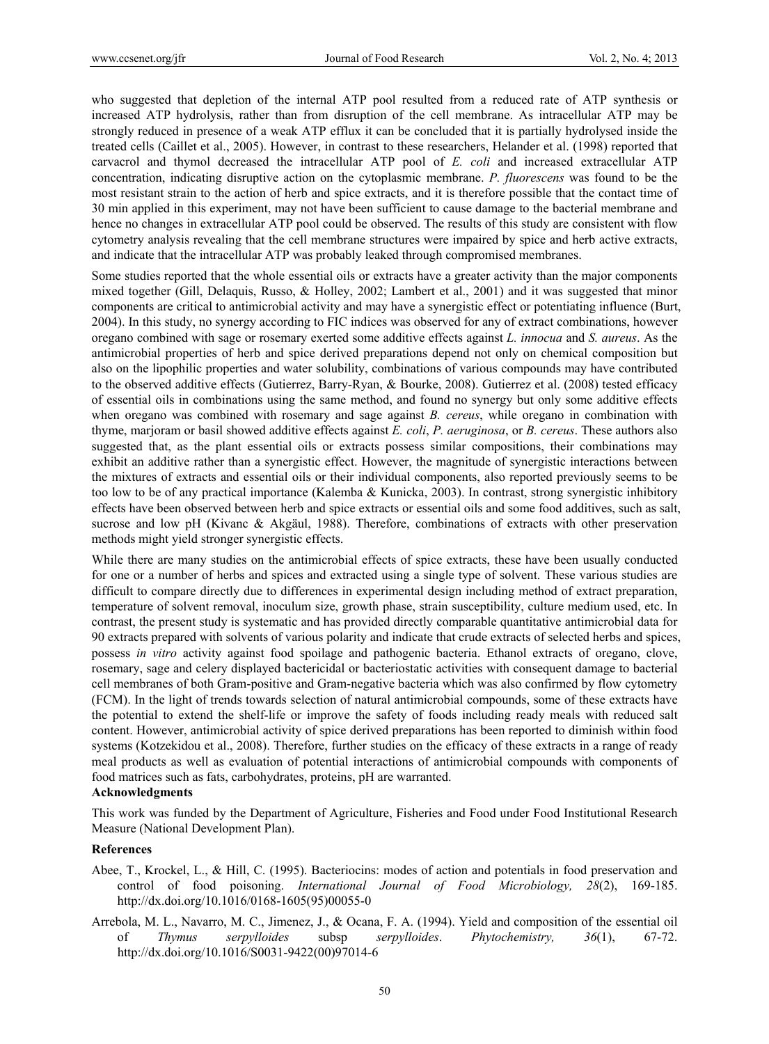who suggested that depletion of the internal ATP pool resulted from a reduced rate of ATP synthesis or increased ATP hydrolysis, rather than from disruption of the cell membrane. As intracellular ATP may be strongly reduced in presence of a weak ATP efflux it can be concluded that it is partially hydrolysed inside the treated cells (Caillet et al., 2005). However, in contrast to these researchers, Helander et al. (1998) reported that carvacrol and thymol decreased the intracellular ATP pool of *E. coli* and increased extracellular ATP concentration, indicating disruptive action on the cytoplasmic membrane. *P. fluorescens* was found to be the most resistant strain to the action of herb and spice extracts, and it is therefore possible that the contact time of 30 min applied in this experiment, may not have been sufficient to cause damage to the bacterial membrane and hence no changes in extracellular ATP pool could be observed. The results of this study are consistent with flow cytometry analysis revealing that the cell membrane structures were impaired by spice and herb active extracts, and indicate that the intracellular ATP was probably leaked through compromised membranes.

Some studies reported that the whole essential oils or extracts have a greater activity than the major components mixed together (Gill, Delaquis, Russo, & Holley, 2002; Lambert et al., 2001) and it was suggested that minor components are critical to antimicrobial activity and may have a synergistic effect or potentiating influence (Burt, 2004). In this study, no synergy according to FIC indices was observed for any of extract combinations, however oregano combined with sage or rosemary exerted some additive effects against *L. innocua* and *S. aureus*. As the antimicrobial properties of herb and spice derived preparations depend not only on chemical composition but also on the lipophilic properties and water solubility, combinations of various compounds may have contributed to the observed additive effects (Gutierrez, Barry-Ryan, & Bourke, 2008). Gutierrez et al. (2008) tested efficacy of essential oils in combinations using the same method, and found no synergy but only some additive effects when oregano was combined with rosemary and sage against *B. cereus*, while oregano in combination with thyme, marjoram or basil showed additive effects against *E. coli*, *P. aeruginosa*, or *B. cereus*. These authors also suggested that, as the plant essential oils or extracts possess similar compositions, their combinations may exhibit an additive rather than a synergistic effect. However, the magnitude of synergistic interactions between the mixtures of extracts and essential oils or their individual components, also reported previously seems to be too low to be of any practical importance (Kalemba & Kunicka, 2003). In contrast, strong synergistic inhibitory effects have been observed between herb and spice extracts or essential oils and some food additives, such as salt, sucrose and low pH (Kivanc & Akgäul, 1988). Therefore, combinations of extracts with other preservation methods might yield stronger synergistic effects.

While there are many studies on the antimicrobial effects of spice extracts, these have been usually conducted for one or a number of herbs and spices and extracted using a single type of solvent. These various studies are difficult to compare directly due to differences in experimental design including method of extract preparation, temperature of solvent removal, inoculum size, growth phase, strain susceptibility, culture medium used, etc. In contrast, the present study is systematic and has provided directly comparable quantitative antimicrobial data for 90 extracts prepared with solvents of various polarity and indicate that crude extracts of selected herbs and spices, possess *in vitro* activity against food spoilage and pathogenic bacteria. Ethanol extracts of oregano, clove, rosemary, sage and celery displayed bactericidal or bacteriostatic activities with consequent damage to bacterial cell membranes of both Gram-positive and Gram-negative bacteria which was also confirmed by flow cytometry (FCM). In the light of trends towards selection of natural antimicrobial compounds, some of these extracts have the potential to extend the shelf-life or improve the safety of foods including ready meals with reduced salt content. However, antimicrobial activity of spice derived preparations has been reported to diminish within food systems (Kotzekidou et al., 2008). Therefore, further studies on the efficacy of these extracts in a range of ready meal products as well as evaluation of potential interactions of antimicrobial compounds with components of food matrices such as fats, carbohydrates, proteins, pH are warranted.

### Acknowledgments

This work was funded by the Department of Agriculture, Fisheries and Food under Food Institutional Research Measure (National Development Plan).

### References

Abee, T., Krockel, L., & Hill, C. (1995). Bacteriocins: modes of action and potentials in food preservation and control of food poisoning. *International Journal of Food Microbiology, 28*(2), 169-185. http://dx.doi.org/10.1016/0168-1605(95)00055-0

Arrebola, M. L., Navarro, M. C., Jimenez, J., & Ocana, F. A. (1994). Yield and composition of the essential oil of *Thymus serpylloides* subsp *serpylloides*. *Phytochemistry, 36*(1), 67-72. http://dx.doi.org/10.1016/S0031-9422(00)97014-6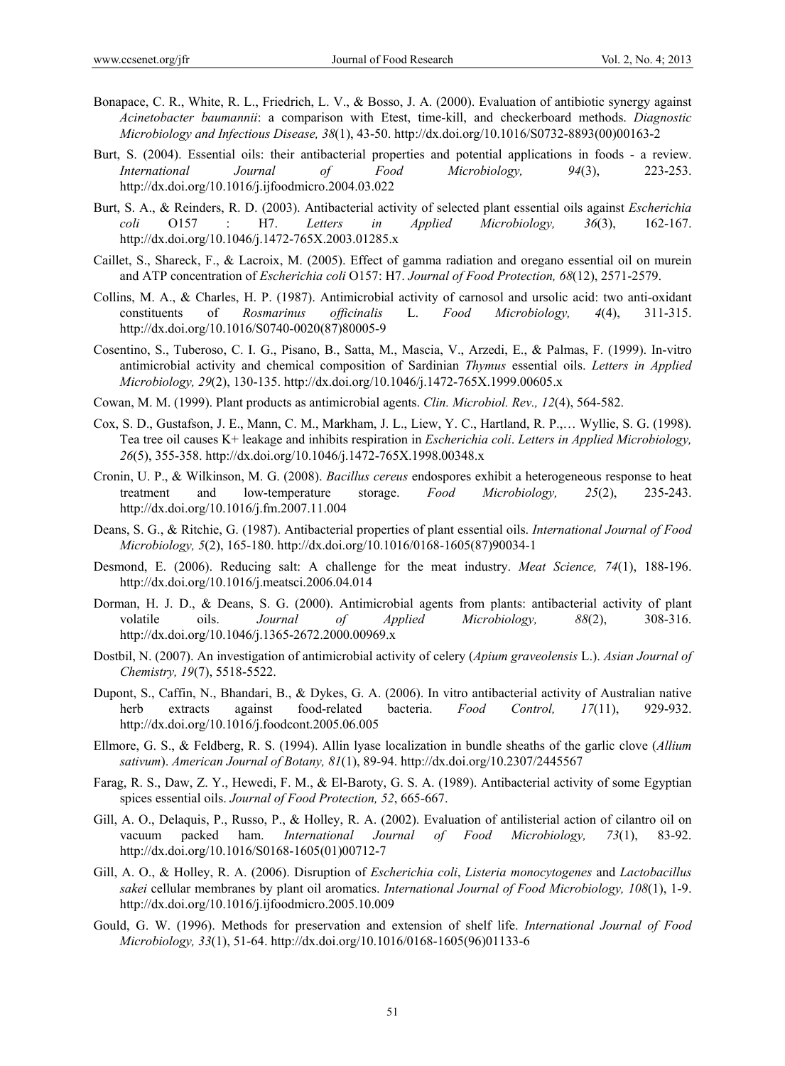Bonapace, C. R., White, R. L., Friedrich, L. V., & Bosso, J. A. (2000). Evaluation of antibiotic synergy against *Acinetobacter baumannii*: a comparison with Etest, time-kill, and checkerboard methods. *Diagnostic Microbiology and Infectious Disease, 38*(1), 43-50. http://dx.doi.org/10.1016/S0732-8893(00)00163-2

Burt, S. (2004). Essential oils: their antibacterial properties and potential applications in foods - a review. *International Journal of Food Microbiology, 94*(3), 223-253. http://dx.doi.org/10.1016/j.ijfoodmicro.2004.03.022

Burt, S. A., & Reinders, R. D. (2003). Antibacterial activity of selected plant essential oils against *Escherichia coli* O157 : H7. *Letters in Applied Microbiology, 36*(3), 162-167. http://dx.doi.org/10.1046/j.1472-765X.2003.01285.x

Caillet, S., Shareck, F., & Lacroix, M. (2005). Effect of gamma radiation and oregano essential oil on murein and ATP concentration of *Escherichia coli* O157: H7. *Journal of Food Protection, 68*(12), 2571-2579.

Collins, M. A., & Charles, H. P. (1987). Antimicrobial activity of carnosol and ursolic acid: two anti-oxidant constituents of *Rosmarinus officinalis* L. *Food Microbiology, 4*(4), 311-315. http://dx.doi.org/10.1016/S0740-0020(87)80005-9

Cosentino, S., Tuberoso, C. I. G., Pisano, B., Satta, M., Mascia, V., Arzedi, E., & Palmas, F. (1999). In-vitro antimicrobial activity and chemical composition of Sardinian *Thymus* essential oils. *Letters in Applied Microbiology, 29*(2), 130-135. http://dx.doi.org/10.1046/j.1472-765X.1999.00605.x

Cowan, M. M. (1999). Plant products as antimicrobial agents. *Clin. Microbiol. Rev., 12*(4), 564-582.

Cox, S. D., Gustafson, J. E., Mann, C. M., Markham, J. L., Liew, Y. C., Hartland, R. P.,… Wyllie, S. G. (1998). Tea tree oil causes K+ leakage and inhibits respiration in *Escherichia coli*. *Letters in Applied Microbiology, 26*(5), 355-358. http://dx.doi.org/10.1046/j.1472-765X.1998.00348.x

Cronin, U. P., & Wilkinson, M. G. (2008). *Bacillus cereus* endospores exhibit a heterogeneous response to heat treatment and low-temperature storage. *Food Microbiology, 25*(2), 235-243. http://dx.doi.org/10.1016/j.fm.2007.11.004

Deans, S. G., & Ritchie, G. (1987). Antibacterial properties of plant essential oils. *International Journal of Food Microbiology, 5*(2), 165-180. http://dx.doi.org/10.1016/0168-1605(87)90034-1

Desmond, E. (2006). Reducing salt: A challenge for the meat industry. *Meat Science, 74*(1), 188-196. http://dx.doi.org/10.1016/j.meatsci.2006.04.014

Dorman, H. J. D., & Deans, S. G. (2000). Antimicrobial agents from plants: antibacterial activity of plant volatile oils. *Journal of Applied Microbiology, 88*(2), 308-316. http://dx.doi.org/10.1046/j.1365-2672.2000.00969.x

Dostbil, N. (2007). An investigation of antimicrobial activity of celery (*Apium graveolensis* L.). *Asian Journal of Chemistry, 19*(7), 5518-5522.

Dupont, S., Caffin, N., Bhandari, B., & Dykes, G. A. (2006). In vitro antibacterial activity of Australian native herb extracts against food-related bacteria. *Food Control, 17*(11), 929-932. http://dx.doi.org/10.1016/j.foodcont.2005.06.005

Ellmore, G. S., & Feldberg, R. S. (1994). Allin lyase localization in bundle sheaths of the garlic clove (*Allium sativum*). *American Journal of Botany, 81*(1), 89-94. http://dx.doi.org/10.2307/2445567

Farag, R. S., Daw, Z. Y., Hewedi, F. M., & El-Baroty, G. S. A. (1989). Antibacterial activity of some Egyptian spices essential oils. *Journal of Food Protection, 52*, 665-667.

Gill, A. O., Delaquis, P., Russo, P., & Holley, R. A. (2002). Evaluation of antilisterial action of cilantro oil on vacuum packed ham. *International Journal of Food Microbiology, 73*(1), 83-92. http://dx.doi.org/10.1016/S0168-1605(01)00712-7

Gill, A. O., & Holley, R. A. (2006). Disruption of *Escherichia coli*, *Listeria monocytogenes* and *Lactobacillus sakei* cellular membranes by plant oil aromatics. *International Journal of Food Microbiology, 108*(1), 1-9. http://dx.doi.org/10.1016/j.ijfoodmicro.2005.10.009

Gould, G. W. (1996). Methods for preservation and extension of shelf life. *International Journal of Food Microbiology, 33*(1), 51-64. http://dx.doi.org/10.1016/0168-1605(96)01133-6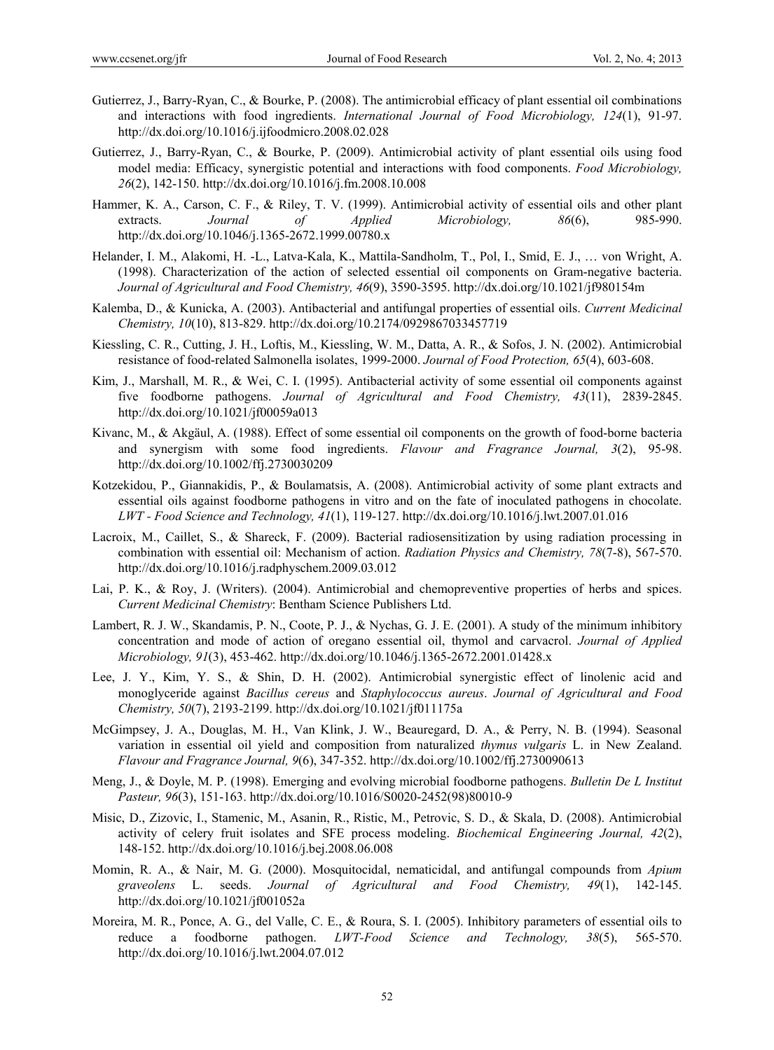Gutierrez, J., Barry-Ryan, C., & Bourke, P. (2008). The antimicrobial efficacy of plant essential oil combinations and interactions with food ingredients. *International Journal of Food Microbiology, 124*(1), 91-97. http://dx.doi.org/10.1016/j.ijfoodmicro.2008.02.028

Gutierrez, J., Barry-Ryan, C., & Bourke, P. (2009). Antimicrobial activity of plant essential oils using food model media: Efficacy, synergistic potential and interactions with food components. *Food Microbiology, 26*(2), 142-150. http://dx.doi.org/10.1016/j.fm.2008.10.008

Hammer, K. A., Carson, C. F., & Riley, T. V. (1999). Antimicrobial activity of essential oils and other plant extracts. *Journal of Applied Microbiology, 86*(6), 985-990. http://dx.doi.org/10.1046/j.1365-2672.1999.00780.x

Helander, I. M., Alakomi, H. -L., Latva-Kala, K., Mattila-Sandholm, T., Pol, I., Smid, E. J., … von Wright, A. (1998). Characterization of the action of selected essential oil components on Gram-negative bacteria. *Journal of Agricultural and Food Chemistry, 46*(9), 3590-3595. http://dx.doi.org/10.1021/jf980154m

Kalemba, D., & Kunicka, A. (2003). Antibacterial and antifungal properties of essential oils. *Current Medicinal Chemistry, 10*(10), 813-829. http://dx.doi.org/10.2174/0929867033457719

Kiessling, C. R., Cutting, J. H., Loftis, M., Kiessling, W. M., Datta, A. R., & Sofos, J. N. (2002). Antimicrobial resistance of food-related Salmonella isolates, 1999-2000. *Journal of Food Protection, 65*(4), 603-608.

Kim, J., Marshall, M. R., & Wei, C. I. (1995). Antibacterial activity of some essential oil components against five foodborne pathogens. *Journal of Agricultural and Food Chemistry, 43*(11), 2839-2845. http://dx.doi.org/10.1021/jf00059a013

Kivanc, M., & Akgäul, A. (1988). Effect of some essential oil components on the growth of food-borne bacteria and synergism with some food ingredients. *Flavour and Fragrance Journal, 3*(2), 95-98. http://dx.doi.org/10.1002/ffj.2730030209

Kotzekidou, P., Giannakidis, P., & Boulamatsis, A. (2008). Antimicrobial activity of some plant extracts and essential oils against foodborne pathogens in vitro and on the fate of inoculated pathogens in chocolate. *LWT - Food Science and Technology, 41*(1), 119-127. http://dx.doi.org/10.1016/j.lwt.2007.01.016

Lacroix, M., Caillet, S., & Shareck, F. (2009). Bacterial radiosensitization by using radiation processing in combination with essential oil: Mechanism of action. *Radiation Physics and Chemistry, 78*(7-8), 567-570. http://dx.doi.org/10.1016/j.radphyschem.2009.03.012

Lai, P. K., & Roy, J. (Writers). (2004). Antimicrobial and chemopreventive properties of herbs and spices. *Current Medicinal Chemistry*: Bentham Science Publishers Ltd.

Lambert, R. J. W., Skandamis, P. N., Coote, P. J., & Nychas, G. J. E. (2001). A study of the minimum inhibitory concentration and mode of action of oregano essential oil, thymol and carvacrol. *Journal of Applied Microbiology, 91*(3), 453-462. http://dx.doi.org/10.1046/j.1365-2672.2001.01428.x

Lee, J. Y., Kim, Y. S., & Shin, D. H. (2002). Antimicrobial synergistic effect of linolenic acid and monoglyceride against *Bacillus cereus* and *Staphylococcus aureus*. *Journal of Agricultural and Food Chemistry, 50*(7), 2193-2199. http://dx.doi.org/10.1021/jf011175a

McGimpsey, J. A., Douglas, M. H., Van Klink, J. W., Beauregard, D. A., & Perry, N. B. (1994). Seasonal variation in essential oil yield and composition from naturalized *thymus vulgaris* L. in New Zealand. *Flavour and Fragrance Journal, 9*(6), 347-352. http://dx.doi.org/10.1002/ffj.2730090613

Meng, J., & Doyle, M. P. (1998). Emerging and evolving microbial foodborne pathogens. *Bulletin De L Institut Pasteur, 96*(3), 151-163. http://dx.doi.org/10.1016/S0020-2452(98)80010-9

Misic, D., Zizovic, I., Stamenic, M., Asanin, R., Ristic, M., Petrovic, S. D., & Skala, D. (2008). Antimicrobial activity of celery fruit isolates and SFE process modeling. *Biochemical Engineering Journal, 42*(2), 148-152. http://dx.doi.org/10.1016/j.bej.2008.06.008

Momin, R. A., & Nair, M. G. (2000). Mosquitocidal, nematicidal, and antifungal compounds from *Apium graveolens* L. seeds. *Journal of Agricultural and Food Chemistry, 49*(1), 142-145. http://dx.doi.org/10.1021/jf001052a

Moreira, M. R., Ponce, A. G., del Valle, C. E., & Roura, S. I. (2005). Inhibitory parameters of essential oils to reduce a foodborne pathogen. *LWT-Food Science and Technology, 38*(5), 565-570. http://dx.doi.org/10.1016/j.lwt.2004.07.012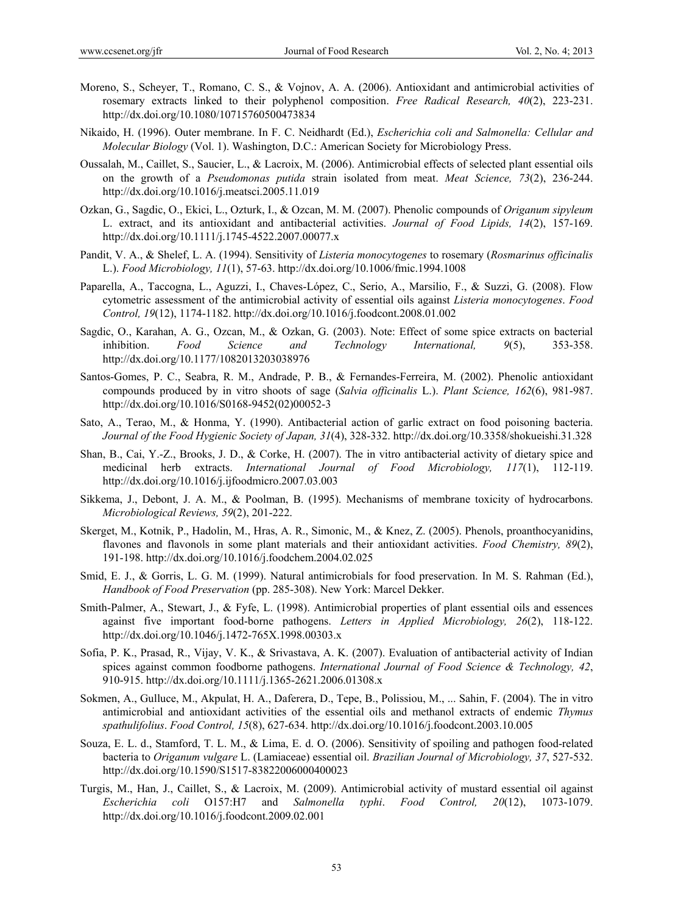Moreno, S., Scheyer, T., Romano, C. S., & Vojnov, A. A. (2006). Antioxidant and antimicrobial activities of rosemary extracts linked to their polyphenol composition. *Free Radical Research, 40*(2), 223-231. http://dx.doi.org/10.1080/10715760500473834

Nikaido, H. (1996). Outer membrane. In F. C. Neidhardt (Ed.), *Escherichia coli and Salmonella: Cellular and Molecular Biology* (Vol. 1). Washington, D.C.: American Society for Microbiology Press.

Oussalah, M., Caillet, S., Saucier, L., & Lacroix, M. (2006). Antimicrobial effects of selected plant essential oils on the growth of a *Pseudomonas putida* strain isolated from meat. *Meat Science, 73*(2), 236-244. http://dx.doi.org/10.1016/j.meatsci.2005.11.019

Ozkan, G., Sagdic, O., Ekici, L., Ozturk, I., & Ozcan, M. M. (2007). Phenolic compounds of *Origanum sipyleum* L. extract, and its antioxidant and antibacterial activities. *Journal of Food Lipids, 14*(2), 157-169. http://dx.doi.org/10.1111/j.1745-4522.2007.00077.x

Pandit, V. A., & Shelef, L. A. (1994). Sensitivity of *Listeria monocytogenes* to rosemary (*Rosmarinus officinalis* L.). *Food Microbiology, 11*(1), 57-63. http://dx.doi.org/10.1006/fmic.1994.1008

Paparella, A., Taccogna, L., Aguzzi, I., Chaves-López, C., Serio, A., Marsilio, F., & Suzzi, G. (2008). Flow cytometric assessment of the antimicrobial activity of essential oils against *Listeria monocytogenes*. *Food Control, 19*(12), 1174-1182. http://dx.doi.org/10.1016/j.foodcont.2008.01.002

Sagdic, O., Karahan, A. G., Ozcan, M., & Ozkan, G. (2003). Note: Effect of some spice extracts on bacterial inhibition. *Food Science and Technology International, 9*(5), 353-358. http://dx.doi.org/10.1177/1082013203038976

Santos-Gomes, P. C., Seabra, R. M., Andrade, P. B., & Fernandes-Ferreira, M. (2002). Phenolic antioxidant compounds produced by in vitro shoots of sage (*Salvia officinalis* L.). *Plant Science, 162*(6), 981-987. http://dx.doi.org/10.1016/S0168-9452(02)00052-3

Sato, A., Terao, M., & Honma, Y. (1990). Antibacterial action of garlic extract on food poisoning bacteria. *Journal of the Food Hygienic Society of Japan, 31*(4), 328-332. http://dx.doi.org/10.3358/shokueishi.31.328

Shan, B., Cai, Y.-Z., Brooks, J. D., & Corke, H. (2007). The in vitro antibacterial activity of dietary spice and medicinal herb extracts. *International Journal of Food Microbiology, 117*(1), 112-119. http://dx.doi.org/10.1016/j.ijfoodmicro.2007.03.003

Sikkema, J., Debont, J. A. M., & Poolman, B. (1995). Mechanisms of membrane toxicity of hydrocarbons. *Microbiological Reviews, 59*(2), 201-222.

Skerget, M., Kotnik, P., Hadolin, M., Hras, A. R., Simonic, M., & Knez, Z. (2005). Phenols, proanthocyanidins, flavones and flavonols in some plant materials and their antioxidant activities. *Food Chemistry, 89*(2), 191-198. http://dx.doi.org/10.1016/j.foodchem.2004.02.025

Smid, E. J., & Gorris, L. G. M. (1999). Natural antimicrobials for food preservation. In M. S. Rahman (Ed.), *Handbook of Food Preservation* (pp. 285-308). New York: Marcel Dekker.

Smith-Palmer, A., Stewart, J., & Fyfe, L. (1998). Antimicrobial properties of plant essential oils and essences against five important food-borne pathogens. *Letters in Applied Microbiology, 26*(2), 118-122. http://dx.doi.org/10.1046/j.1472-765X.1998.00303.x

Sofia, P. K., Prasad, R., Vijay, V. K., & Srivastava, A. K. (2007). Evaluation of antibacterial activity of Indian spices against common foodborne pathogens. *International Journal of Food Science & Technology, 42*, 910-915. http://dx.doi.org/10.1111/j.1365-2621.2006.01308.x

Sokmen, A., Gulluce, M., Akpulat, H. A., Daferera, D., Tepe, B., Polissiou, M., ... Sahin, F. (2004). The in vitro antimicrobial and antioxidant activities of the essential oils and methanol extracts of endemic *Thymus spathulifolius*. *Food Control, 15*(8), 627-634. http://dx.doi.org/10.1016/j.foodcont.2003.10.005

Souza, E. L. d., Stamford, T. L. M., & Lima, E. d. O. (2006). Sensitivity of spoiling and pathogen food-related bacteria to *Origanum vulgare* L. (Lamiaceae) essential oil. *Brazilian Journal of Microbiology, 37*, 527-532. http://dx.doi.org/10.1590/S1517-83822006000400023

Turgis, M., Han, J., Caillet, S., & Lacroix, M. (2009). Antimicrobial activity of mustard essential oil against *Escherichia coli* O157:H7 and *Salmonella typhi*. *Food Control, 20*(12), 1073-1079. http://dx.doi.org/10.1016/j.foodcont.2009.02.001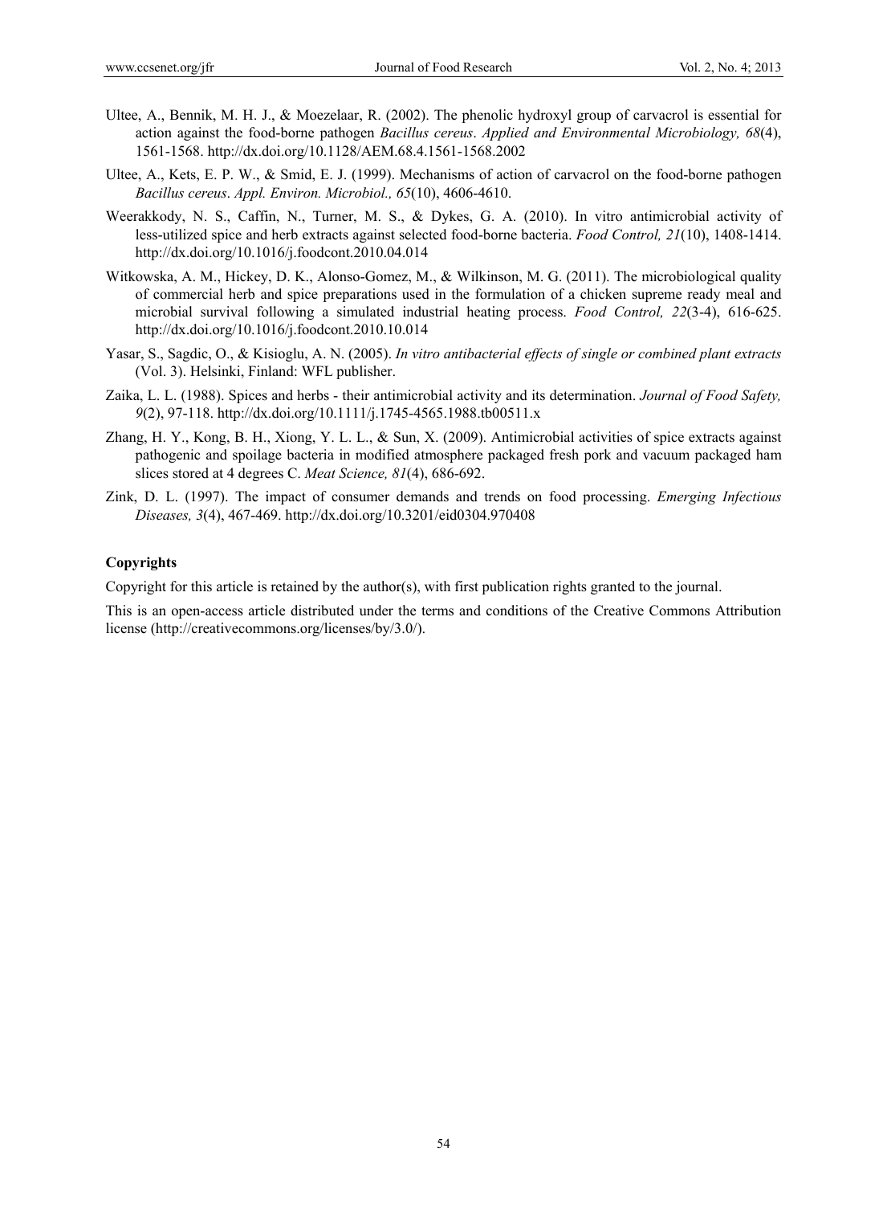Ultee, A., Bennik, M. H. J., & Moezelaar, R. (2002). The phenolic hydroxyl group of carvacrol is essential for action against the food-borne pathogen *Bacillus cereus*. *Applied and Environmental Microbiology, 68*(4), 1561-1568. http://dx.doi.org/10.1128/AEM.68.4.1561-1568.2002

Ultee, A., Kets, E. P. W., & Smid, E. J. (1999). Mechanisms of action of carvacrol on the food-borne pathogen *Bacillus cereus*. *Appl. Environ. Microbiol., 65*(10), 4606-4610.

Weerakkody, N. S., Caffin, N., Turner, M. S., & Dykes, G. A. (2010). In vitro antimicrobial activity of less-utilized spice and herb extracts against selected food-borne bacteria. *Food Control, 21*(10), 1408-1414. http://dx.doi.org/10.1016/j.foodcont.2010.04.014

Witkowska, A. M., Hickey, D. K., Alonso-Gomez, M., & Wilkinson, M. G. (2011). The microbiological quality of commercial herb and spice preparations used in the formulation of a chicken supreme ready meal and microbial survival following a simulated industrial heating process. *Food Control, 22*(3-4), 616-625. http://dx.doi.org/10.1016/j.foodcont.2010.10.014

Yasar, S., Sagdic, O., & Kisioglu, A. N. (2005). *In vitro antibacterial effects of single or combined plant extracts* (Vol. 3). Helsinki, Finland: WFL publisher.

Zaika, L. L. (1988). Spices and herbs - their antimicrobial activity and its determination. *Journal of Food Safety, 9*(2), 97-118. http://dx.doi.org/10.1111/j.1745-4565.1988.tb00511.x

Zhang, H. Y., Kong, B. H., Xiong, Y. L. L., & Sun, X. (2009). Antimicrobial activities of spice extracts against pathogenic and spoilage bacteria in modified atmosphere packaged fresh pork and vacuum packaged ham slices stored at 4 degrees C. *Meat Science, 81*(4), 686-692.

Zink, D. L. (1997). The impact of consumer demands and trends on food processing. *Emerging Infectious Diseases, 3*(4), 467-469. http://dx.doi.org/10.3201/eid0304.970408

**Copyrights**

Copyright for this article is retained by the author(s), with first publication rights granted to the journal.

This is an open-access article distributed under the terms and conditions of the Creative Commons Attribution license (http://creativecommons.org/licenses/by/3.0/).